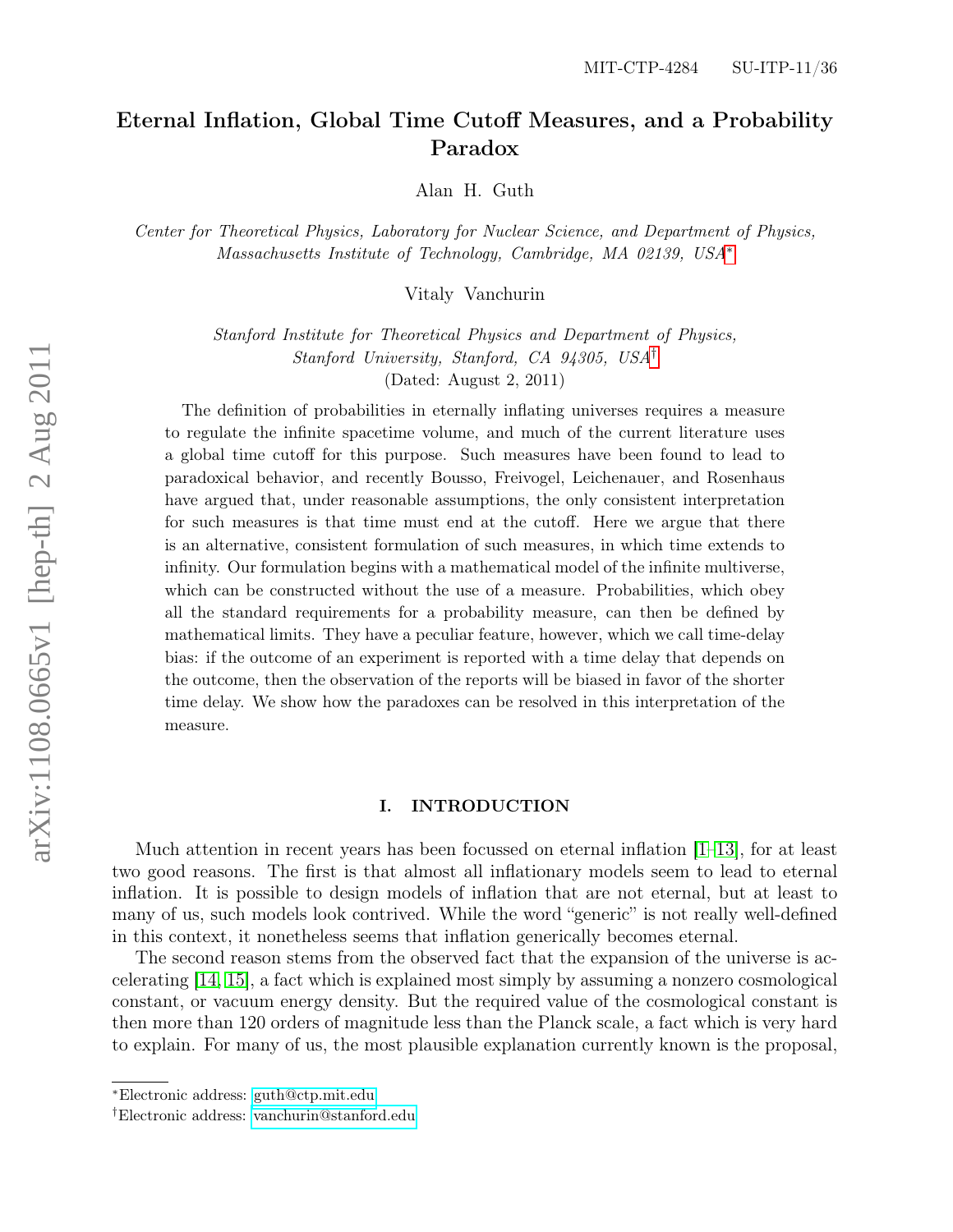MIT-CTP-4284 SU-ITP-11/36

# Eternal Inflation, Global Time Cutoff Measures, and a Probability Paradox

Alan H. Guth

*Center for Theoretical Physics, Laboratory for Nuclear Science, and Department of Physics, Massachusetts Institute of Technology, Cambridge, MA 02139, USA*[*]

Vitaly Vanchurin

*Stanford Institute for Theoretical Physics and Department of Physics, Stanford University, Stanford, CA 94305, USA*[†]

(Dated: August 2, 2011)

The definition of probabilities in eternally inflating universes requires a measure to regulate the infinite spacetime volume, and much of the current literature uses a global time cutoff for this purpose. Such measures have been found to lead to paradoxical behavior, and recently Bousso, Freivogel, Leichenauer, and Rosenhaus have argued that, under reasonable assumptions, the only consistent interpretation for such measures is that time must end at the cutoff. Here we argue that there is an alternative, consistent formulation of such measures, in which time extends to infinity. Our formulation begins with a mathematical model of the infinite multiverse, which can be constructed without the use of a measure. Probabilities, which obey all the standard requirements for a probability measure, can then be defined by mathematical limits. They have a peculiar feature, however, which we call time-delay bias: if the outcome of an experiment is reported with a time delay that depends on the outcome, then the observation of the reports will be biased in favor of the shorter time delay. We show how the paradoxes can be resolved in this interpretation of the measure.

## I. INTRODUCTION

Much attention in recent years has been focussed on eternal inflation [1–13], for at least two good reasons. The first is that almost all inflationary models seem to lead to eternal inflation. It is possible to design models of inflation that are not eternal, but at least to many of us, such models look contrived. While the word "generic" is not really well-defined in this context, it nonetheless seems that inflation generically becomes eternal.

The second reason stems from the observed fact that the expansion of the universe is accelerating [14, 15], a fact which is explained most simply by assuming a nonzero cosmological constant, or vacuum energy density. But the required value of the cosmological constant is then more than 120 orders of magnitude less than the Planck scale, a fact which is very hard to explain. For many of us, the most plausible explanation currently known is the proposal,

[*]Electronic address: guth@ctp.mit.edu
[†]Electronic address: vanchurin@stanford.edu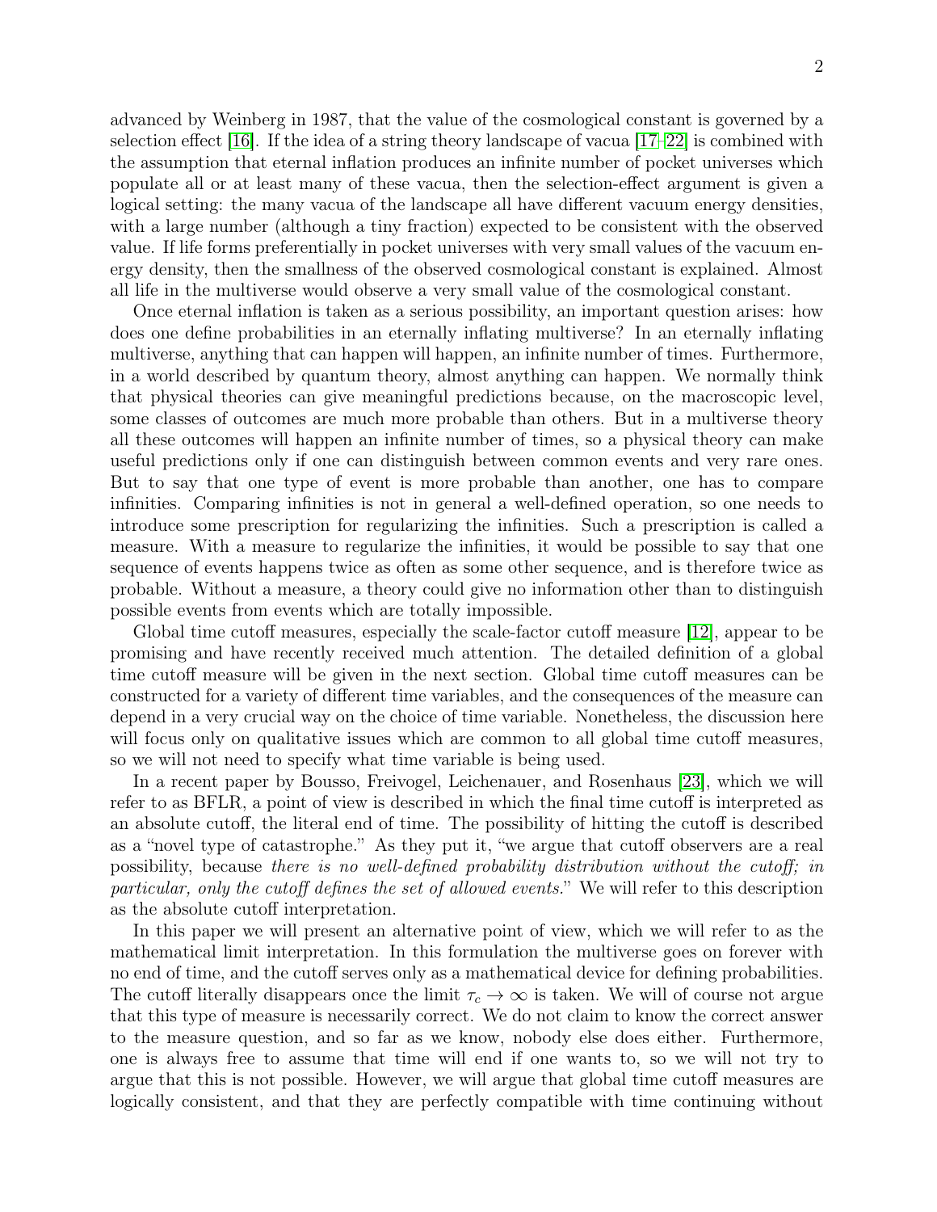advanced by Weinberg in 1987, that the value of the cosmological constant is governed by a selection effect [16]. If the idea of a string theory landscape of vacua [17–22] is combined with the assumption that eternal inflation produces an infinite number of pocket universes which populate all or at least many of these vacua, then the selection-effect argument is given a logical setting: the many vacua of the landscape all have different vacuum energy densities, with a large number (although a tiny fraction) expected to be consistent with the observed value. If life forms preferentially in pocket universes with very small values of the vacuum energy density, then the smallness of the observed cosmological constant is explained. Almost all life in the multiverse would observe a very small value of the cosmological constant.

Once eternal inflation is taken as a serious possibility, an important question arises: how does one define probabilities in an eternally inflating multiverse? In an eternally inflating multiverse, anything that can happen will happen, an infinite number of times. Furthermore, in a world described by quantum theory, almost anything can happen. We normally think that physical theories can give meaningful predictions because, on the macroscopic level, some classes of outcomes are much more probable than others. But in a multiverse theory all these outcomes will happen an infinite number of times, so a physical theory can make useful predictions only if one can distinguish between common events and very rare ones. But to say that one type of event is more probable than another, one has to compare infinities. Comparing infinities is not in general a well-defined operation, so one needs to introduce some prescription for regularizing the infinities. Such a prescription is called a measure. With a measure to regularize the infinities, it would be possible to say that one sequence of events happens twice as often as some other sequence, and is therefore twice as probable. Without a measure, a theory could give no information other than to distinguish possible events from events which are totally impossible.

Global time cutoff measures, especially the scale-factor cutoff measure [12], appear to be promising and have recently received much attention. The detailed definition of a global time cutoff measure will be given in the next section. Global time cutoff measures can be constructed for a variety of different time variables, and the consequences of the measure can depend in a very crucial way on the choice of time variable. Nonetheless, the discussion here will focus only on qualitative issues which are common to all global time cutoff measures, so we will not need to specify what time variable is being used.

In a recent paper by Bousso, Freivogel, Leichenauer, and Rosenhaus [23], which we will refer to as BFLR, a point of view is described in which the final time cutoff is interpreted as an absolute cutoff, the literal end of time. The possibility of hitting the cutoff is described as a "novel type of catastrophe." As they put it, "we argue that cutoff observers are a real possibility, because *there is no well-defined probability distribution without the cutoff; in particular, only the cutoff defines the set of allowed events.*" We will refer to this description as the absolute cutoff interpretation.

In this paper we will present an alternative point of view, which we will refer to as the mathematical limit interpretation. In this formulation the multiverse goes on forever with no end of time, and the cutoff serves only as a mathematical device for defining probabilities. The cutoff literally disappears once the limit $\tau_c \to \infty$ is taken. We will of course not argue that this type of measure is necessarily correct. We do not claim to know the correct answer to the measure question, and so far as we know, nobody else does either. Furthermore, one is always free to assume that time will end if one wants to, so we will not try to argue that this is not possible. However, we will argue that global time cutoff measures are logically consistent, and that they are perfectly compatible with time continuing without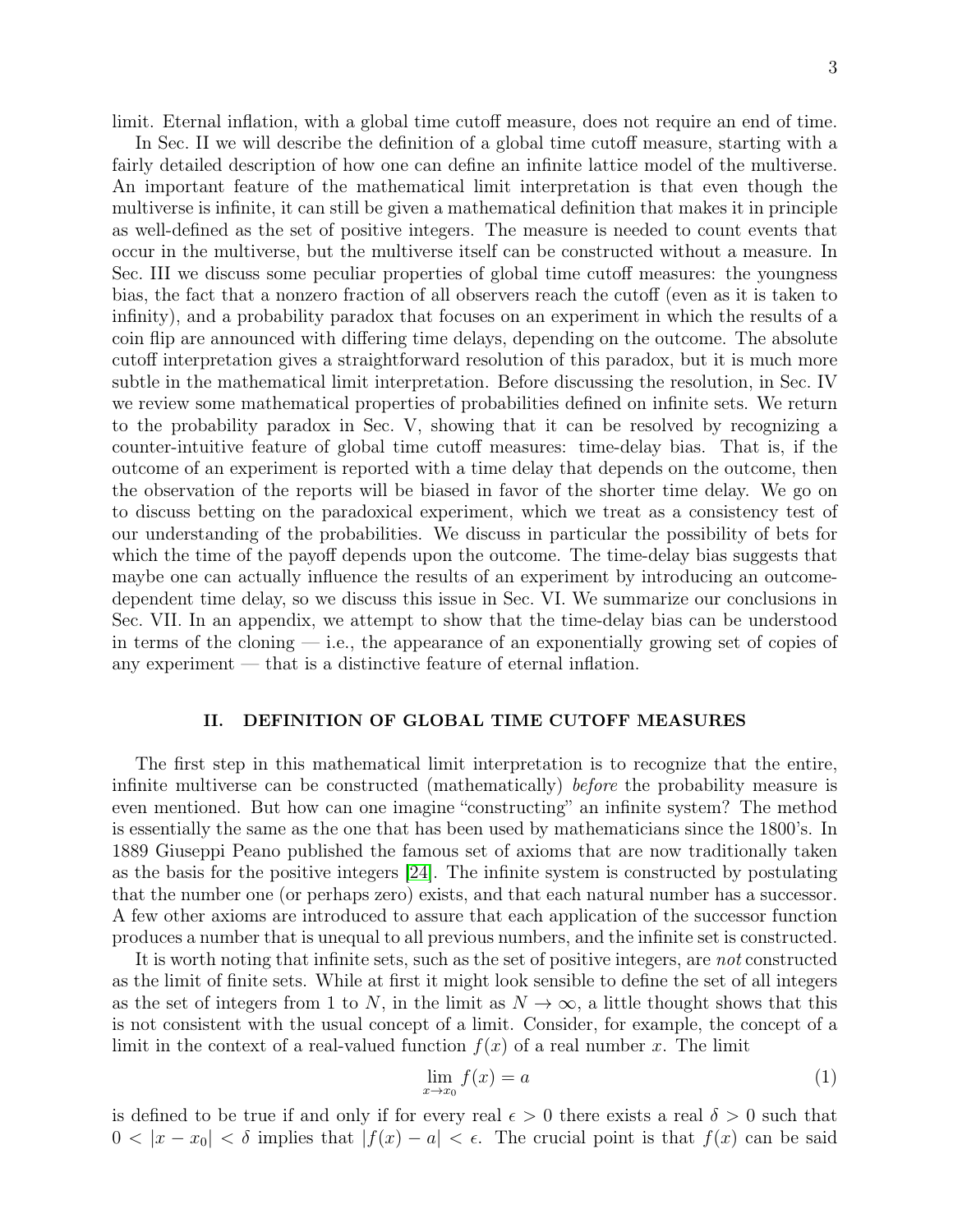limit. Eternal inflation, with a global time cutoff measure, does not require an end of time.

In Sec. II we will describe the definition of a global time cutoff measure, starting with a fairly detailed description of how one can define an infinite lattice model of the multiverse. An important feature of the mathematical limit interpretation is that even though the multiverse is infinite, it can still be given a mathematical definition that makes it in principle as well-defined as the set of positive integers. The measure is needed to count events that occur in the multiverse, but the multiverse itself can be constructed without a measure. In Sec. III we discuss some peculiar properties of global time cutoff measures: the youngness bias, the fact that a nonzero fraction of all observers reach the cutoff (even as it is taken to infinity), and a probability paradox that focuses on an experiment in which the results of a coin flip are announced with differing time delays, depending on the outcome. The absolute cutoff interpretation gives a straightforward resolution of this paradox, but it is much more subtle in the mathematical limit interpretation. Before discussing the resolution, in Sec. IV we review some mathematical properties of probabilities defined on infinite sets. We return to the probability paradox in Sec. V, showing that it can be resolved by recognizing a counter-intuitive feature of global time cutoff measures: time-delay bias. That is, if the outcome of an experiment is reported with a time delay that depends on the outcome, then the observation of the reports will be biased in favor of the shorter time delay. We go on to discuss betting on the paradoxical experiment, which we treat as a consistency test of our understanding of the probabilities. We discuss in particular the possibility of bets for which the time of the payoff depends upon the outcome. The time-delay bias suggests that maybe one can actually influence the results of an experiment by introducing an outcome-dependent time delay, so we discuss this issue in Sec. VI. We summarize our conclusions in Sec. VII. In an appendix, we attempt to show that the time-delay bias can be understood in terms of the cloning — i.e., the appearance of an exponentially growing set of copies of any experiment — that is a distinctive feature of eternal inflation.

## II. DEFINITION OF GLOBAL TIME CUTOFF MEASURES

The first step in this mathematical limit interpretation is to recognize that the entire, infinite multiverse can be constructed (mathematically) *before* the probability measure is even mentioned. But how can one imagine "constructing" an infinite system? The method is essentially the same as the one that has been used by mathematicians since the 1800's. In 1889 Giuseppi Peano published the famous set of axioms that are now traditionally taken as the basis for the positive integers [24]. The infinite system is constructed by postulating that the number one (or perhaps zero) exists, and that each natural number has a successor. A few other axioms are introduced to assure that each application of the successor function produces a number that is unequal to all previous numbers, and the infinite set is constructed.

It is worth noting that infinite sets, such as the set of positive integers, are *not* constructed as the limit of finite sets. While at first it might look sensible to define the set of all integers as the set of integers from 1 to $N$, in the limit as $N \to \infty$, a little thought shows that this is not consistent with the usual concept of a limit. Consider, for example, the concept of a limit in the context of a real-valued function $f(x)$ of a real number $x$. The limit

$$\lim_{x \to x_0} f(x) = a \tag{1}$$

is defined to be true if and only if for every real $\epsilon > 0$ there exists a real $\delta > 0$ such that $0 < |x - x_0| < \delta$ implies that $|f(x) - a| < \epsilon$. The crucial point is that $f(x)$ can be said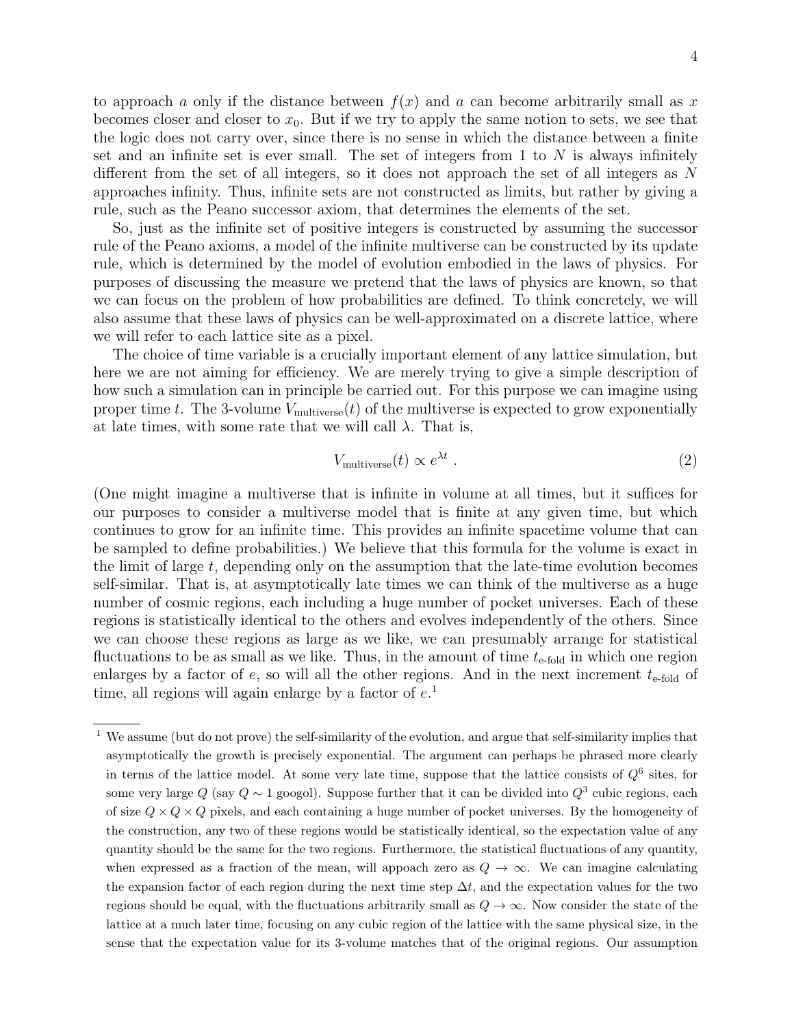to approach $a$ only if the distance between $f(x)$ and $a$ can become arbitrarily small as $x$ becomes closer and closer to $x_0$. But if we try to apply the same notion to sets, we see that the logic does not carry over, since there is no sense in which the distance between a finite set and an infinite set is ever small. The set of integers from 1 to $N$ is always infinitely different from the set of all integers, so it does not approach the set of all integers as $N$ approaches infinity. Thus, infinite sets are not constructed as limits, but rather by giving a rule, such as the Peano successor axiom, that determines the elements of the set.

So, just as the infinite set of positive integers is constructed by assuming the successor rule of the Peano axioms, a model of the infinite multiverse can be constructed by its update rule, which is determined by the model of evolution embodied in the laws of physics. For purposes of discussing the measure we pretend that the laws of physics are known, so that we can focus on the problem of how probabilities are defined. To think concretely, we will also assume that these laws of physics can be well-approximated on a discrete lattice, where we will refer to each lattice site as a pixel.

The choice of time variable is a crucially important element of any lattice simulation, but here we are not aiming for efficiency. We are merely trying to give a simple description of how such a simulation can in principle be carried out. For this purpose we can imagine using proper time $t$. The 3-volume $V_{\text{multiverse}}(t)$ of the multiverse is expected to grow exponentially at late times, with some rate that we will call $\lambda$. That is,

$$V_{\text{multiverse}}(t) \propto e^{\lambda t} \; . \tag{2}$$

(One might imagine a multiverse that is infinite in volume at all times, but it suffices for our purposes to consider a multiverse model that is finite at any given time, but which continues to grow for an infinite time. This provides an infinite spacetime volume that can be sampled to define probabilities.) We believe that this formula for the volume is exact in the limit of large $t$, depending only on the assumption that the late-time evolution becomes self-similar. That is, at asymptotically late times we can think of the multiverse as a huge number of cosmic regions, each including a huge number of pocket universes. Each of these regions is statistically identical to the others and evolves independently of the others. Since we can choose these regions as large as we like, we can presumably arrange for statistical fluctuations to be as small as we like. Thus, in the amount of time $t_{\text{e-fold}}$ in which one region enlarges by a factor of $e$, so will all the other regions. And in the next increment $t_{\text{e-fold}}$ of time, all regions will again enlarge by a factor of $e$.[1]

[1] We assume (but do not prove) the self-similarity of the evolution, and argue that self-similarity implies that asymptotically the growth is precisely exponential. The argument can perhaps be phrased more clearly in terms of the lattice model. At some very late time, suppose that the lattice consists of $Q^6$ sites, for some very large $Q$ (say $Q \sim 1$ googol). Suppose further that it can be divided into $Q^3$ cubic regions, each of size $Q \times Q \times Q$ pixels, and each containing a huge number of pocket universes. By the homogeneity of the construction, any two of these regions would be statistically identical, so the expectation value of any quantity should be the same for the two regions. Furthermore, the statistical fluctuations of any quantity, when expressed as a fraction of the mean, will appoach zero as $Q \to \infty$. We can imagine calculating the expansion factor of each region during the next time step $\Delta t$, and the expectation values for the two regions should be equal, with the fluctuations arbitrarily small as $Q \to \infty$. Now consider the state of the lattice at a much later time, focusing on any cubic region of the lattice with the same physical size, in the sense that the expectation value for its 3-volume matches that of the original regions. Our assumption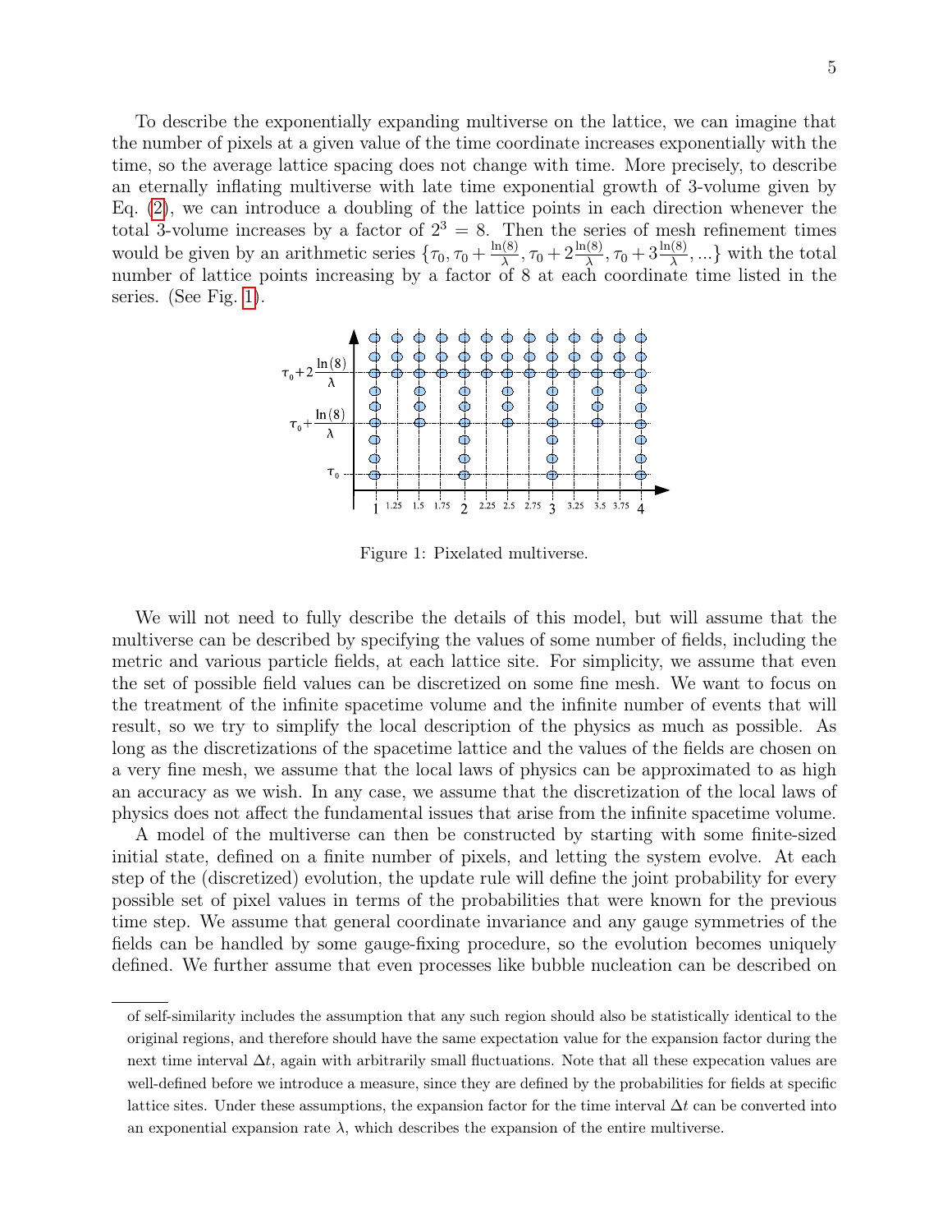To describe the exponentially expanding multiverse on the lattice, we can imagine that the number of pixels at a given value of the time coordinate increases exponentially with the time, so the average lattice spacing does not change with time. More precisely, to describe an eternally inflating multiverse with late time exponential growth of 3-volume given by Eq. (2), we can introduce a doubling of the lattice points in each direction whenever the total 3-volume increases by a factor of $2^3 = 8$. Then the series of mesh refinement times would be given by an arithmetic series $\{\tau_0, \tau_0 + \frac{\ln(8)}{\lambda}, \tau_0 + 2\frac{\ln(8)}{\lambda}, \tau_0 + 3\frac{\ln(8)}{\lambda}, ...\}$ with the total number of lattice points increasing by a factor of 8 at each coordinate time listed in the series. (See Fig. 1).

Figure 1: Pixelated multiverse.

We will not need to fully describe the details of this model, but will assume that the multiverse can be described by specifying the values of some number of fields, including the metric and various particle fields, at each lattice site. For simplicity, we assume that even the set of possible field values can be discretized on some fine mesh. We want to focus on the treatment of the infinite spacetime volume and the infinite number of events that will result, so we try to simplify the local description of the physics as much as possible. As long as the discretizations of the spacetime lattice and the values of the fields are chosen on a very fine mesh, we assume that the local laws of physics can be approximated to as high an accuracy as we wish. In any case, we assume that the discretization of the local laws of physics does not affect the fundamental issues that arise from the infinite spacetime volume.

A model of the multiverse can then be constructed by starting with some finite-sized initial state, defined on a finite number of pixels, and letting the system evolve. At each step of the (discretized) evolution, the update rule will define the joint probability for every possible set of pixel values in terms of the probabilities that were known for the previous time step. We assume that general coordinate invariance and any gauge symmetries of the fields can be handled by some gauge-fixing procedure, so the evolution becomes uniquely defined. We further assume that even processes like bubble nucleation can be described on

of self-similarity includes the assumption that any such region should also be statistically identical to the original regions, and therefore should have the same expectation value for the expansion factor during the next time interval $\Delta t$, again with arbitrarily small fluctuations. Note that all these expecation values are well-defined before we introduce a measure, since they are defined by the probabilities for fields at specific lattice sites. Under these assumptions, the expansion factor for the time interval $\Delta t$ can be converted into an exponential expansion rate $\lambda$, which describes the expansion of the entire multiverse.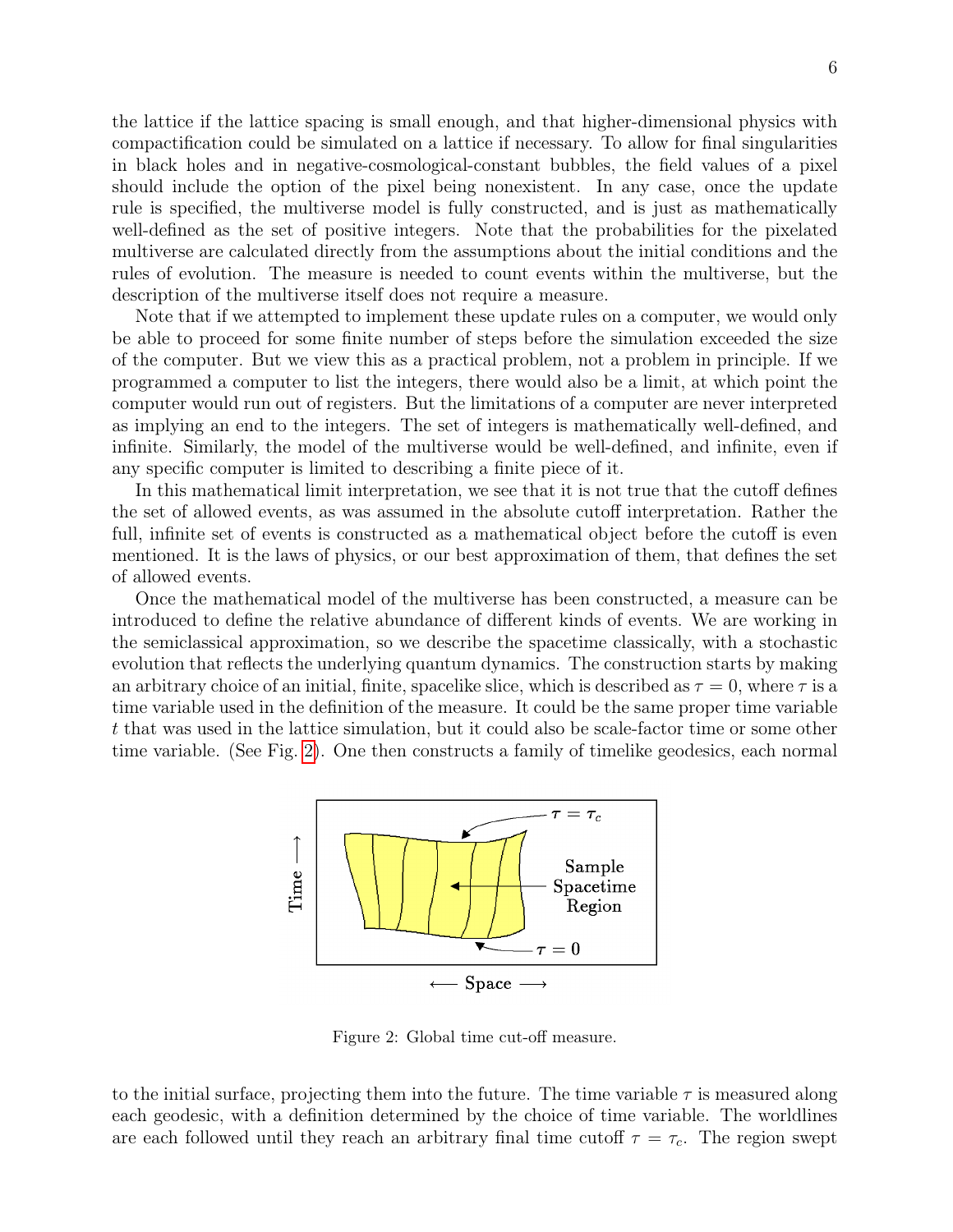the lattice if the lattice spacing is small enough, and that higher-dimensional physics with compactification could be simulated on a lattice if necessary. To allow for final singularities in black holes and in negative-cosmological-constant bubbles, the field values of a pixel should include the option of the pixel being nonexistent. In any case, once the update rule is specified, the multiverse model is fully constructed, and is just as mathematically well-defined as the set of positive integers. Note that the probabilities for the pixelated multiverse are calculated directly from the assumptions about the initial conditions and the rules of evolution. The measure is needed to count events within the multiverse, but the description of the multiverse itself does not require a measure.

Note that if we attempted to implement these update rules on a computer, we would only be able to proceed for some finite number of steps before the simulation exceeded the size of the computer. But we view this as a practical problem, not a problem in principle. If we programmed a computer to list the integers, there would also be a limit, at which point the computer would run out of registers. But the limitations of a computer are never interpreted as implying an end to the integers. The set of integers is mathematically well-defined, and infinite. Similarly, the model of the multiverse would be well-defined, and infinite, even if any specific computer is limited to describing a finite piece of it.

In this mathematical limit interpretation, we see that it is not true that the cutoff defines the set of allowed events, as was assumed in the absolute cutoff interpretation. Rather the full, infinite set of events is constructed as a mathematical object before the cutoff is even mentioned. It is the laws of physics, or our best approximation of them, that defines the set of allowed events.

Once the mathematical model of the multiverse has been constructed, a measure can be introduced to define the relative abundance of different kinds of events. We are working in the semiclassical approximation, so we describe the spacetime classically, with a stochastic evolution that reflects the underlying quantum dynamics. The construction starts by making an arbitrary choice of an initial, finite, spacelike slice, which is described as $\tau = 0$, where $\tau$ is a time variable used in the definition of the measure. It could be the same proper time variable $t$ that was used in the lattice simulation, but it could also be scale-factor time or some other time variable. (See Fig. 2). One then constructs a family of timelike geodesics, each normal

Figure 2: Global time cut-off measure.

to the initial surface, projecting them into the future. The time variable $\tau$ is measured along each geodesic, with a definition determined by the choice of time variable. The worldlines are each followed until they reach an arbitrary final time cutoff $\tau = \tau_c$. The region swept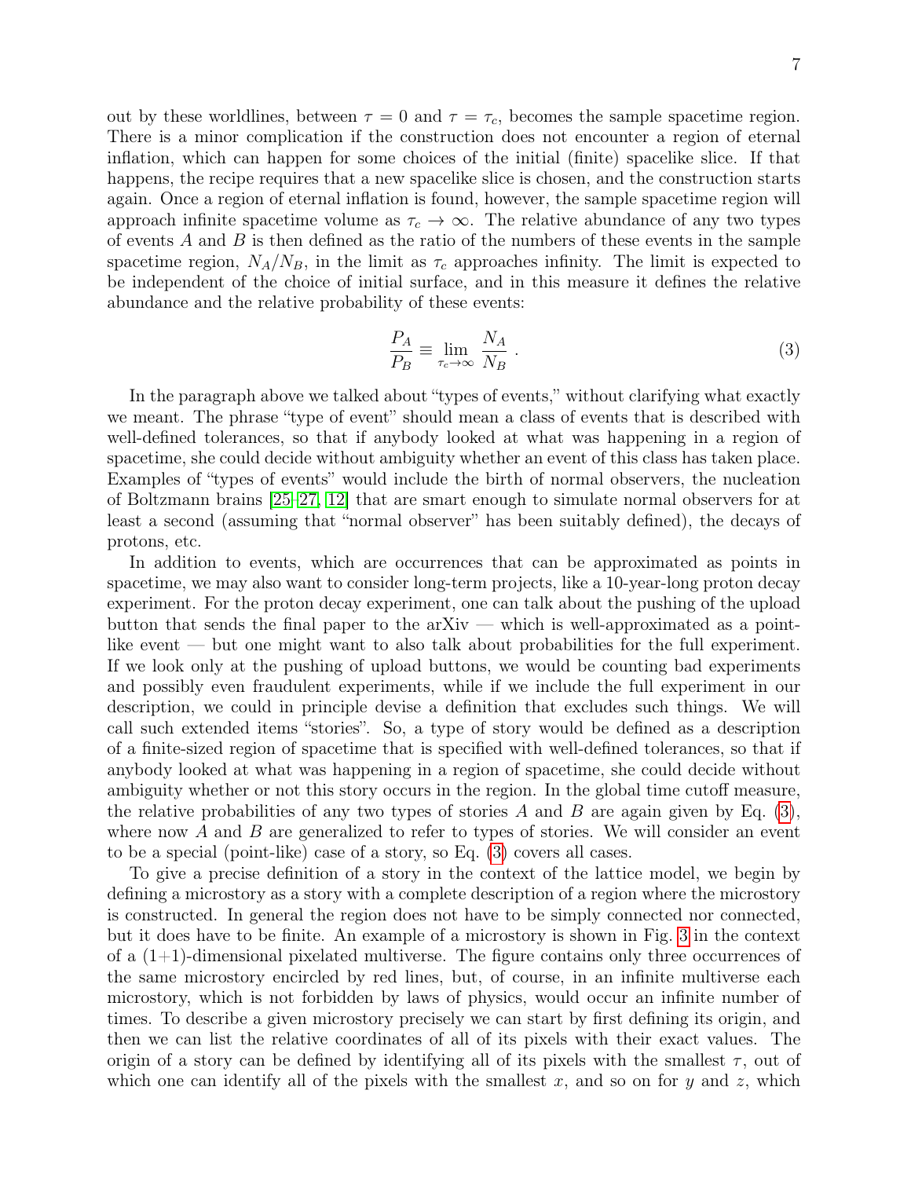out by these worldlines, between $\tau = 0$ and $\tau = \tau_c$, becomes the sample spacetime region. There is a minor complication if the construction does not encounter a region of eternal inflation, which can happen for some choices of the initial (finite) spacelike slice. If that happens, the recipe requires that a new spacelike slice is chosen, and the construction starts again. Once a region of eternal inflation is found, however, the sample spacetime region will approach infinite spacetime volume as $\tau_c \to \infty$. The relative abundance of any two types of events $A$ and $B$ is then defined as the ratio of the numbers of these events in the sample spacetime region, $N_A/N_B$, in the limit as $\tau_c$ approaches infinity. The limit is expected to be independent of the choice of initial surface, and in this measure it defines the relative abundance and the relative probability of these events:

$$\frac{P_A}{P_B} \equiv \lim_{\tau_c \to \infty} \frac{N_A}{N_B} \,. \tag{3}$$

In the paragraph above we talked about "types of events," without clarifying what exactly we meant. The phrase "type of event" should mean a class of events that is described with well-defined tolerances, so that if anybody looked at what was happening in a region of spacetime, she could decide without ambiguity whether an event of this class has taken place. Examples of "types of events" would include the birth of normal observers, the nucleation of Boltzmann brains [25–27, 12] that are smart enough to simulate normal observers for at least a second (assuming that "normal observer" has been suitably defined), the decays of protons, etc.

In addition to events, which are occurrences that can be approximated as points in spacetime, we may also want to consider long-term projects, like a 10-year-long proton decay experiment. For the proton decay experiment, one can talk about the pushing of the upload button that sends the final paper to the arXiv — which is well-approximated as a point-like event — but one might want to also talk about probabilities for the full experiment. If we look only at the pushing of upload buttons, we would be counting bad experiments and possibly even fraudulent experiments, while if we include the full experiment in our description, we could in principle devise a definition that excludes such things. We will call such extended items "stories". So, a type of story would be defined as a description of a finite-sized region of spacetime that is specified with well-defined tolerances, so that if anybody looked at what was happening in a region of spacetime, she could decide without ambiguity whether or not this story occurs in the region. In the global time cutoff measure, the relative probabilities of any two types of stories $A$ and $B$ are again given by Eq. (3), where now $A$ and $B$ are generalized to refer to types of stories. We will consider an event to be a special (point-like) case of a story, so Eq. (3) covers all cases.

To give a precise definition of a story in the context of the lattice model, we begin by defining a microstory as a story with a complete description of a region where the microstory is constructed. In general the region does not have to be simply connected nor connected, but it does have to be finite. An example of a microstory is shown in Fig. 3 in the context of a (1+1)-dimensional pixelated multiverse. The figure contains only three occurrences of the same microstory encircled by red lines, but, of course, in an infinite multiverse each microstory, which is not forbidden by laws of physics, would occur an infinite number of times. To describe a given microstory precisely we can start by first defining its origin, and then we can list the relative coordinates of all of its pixels with their exact values. The origin of a story can be defined by identifying all of its pixels with the smallest $\tau$, out of which one can identify all of the pixels with the smallest $x$, and so on for $y$ and $z$, which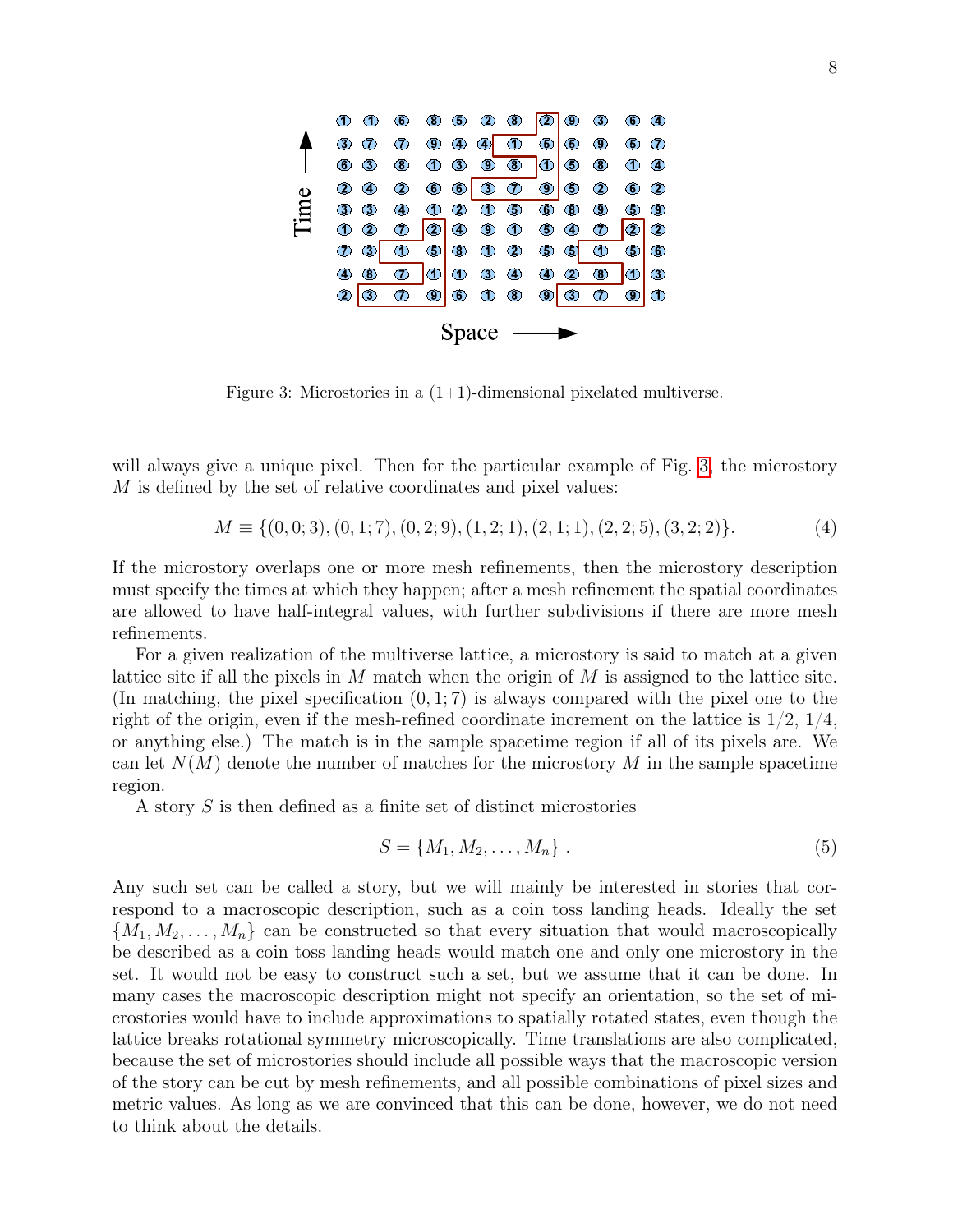Figure 3: Microstories in a (1+1)-dimensional pixelated multiverse.

will always give a unique pixel. Then for the particular example of Fig. 3, the microstory $M$ is defined by the set of relative coordinates and pixel values:

$$M \equiv \{(0,0;3),(0,1;7),(0,2;9),(1,2;1),(2,1;1),(2,2;5),(3,2;2)\}. \tag{4}$$

If the microstory overlaps one or more mesh refinements, then the microstory description must specify the times at which they happen; after a mesh refinement the spatial coordinates are allowed to have half-integral values, with further subdivisions if there are more mesh refinements.

For a given realization of the multiverse lattice, a microstory is said to match at a given lattice site if all the pixels in $M$ match when the origin of $M$ is assigned to the lattice site. (In matching, the pixel specification $(0,1;7)$ is always compared with the pixel one to the right of the origin, even if the mesh-refined coordinate increment on the lattice is $1/2$, $1/4$, or anything else.) The match is in the sample spacetime region if all of its pixels are. We can let $N(M)$ denote the number of matches for the microstory $M$ in the sample spacetime region.

A story $S$ is then defined as a finite set of distinct microstories

$$S = \{M_1, M_2, \ldots, M_n\} \; . \tag{5}$$

Any such set can be called a story, but we will mainly be interested in stories that correspond to a macroscopic description, such as a coin toss landing heads. Ideally the set $\{M_1, M_2, \ldots, M_n\}$ can be constructed so that every situation that would macroscopically be described as a coin toss landing heads would match one and only one microstory in the set. It would not be easy to construct such a set, but we assume that it can be done. In many cases the macroscopic description might not specify an orientation, so the set of microstories would have to include approximations to spatially rotated states, even though the lattice breaks rotational symmetry microscopically. Time translations are also complicated, because the set of microstories should include all possible ways that the macroscopic version of the story can be cut by mesh refinements, and all possible combinations of pixel sizes and metric values. As long as we are convinced that this can be done, however, we do not need to think about the details.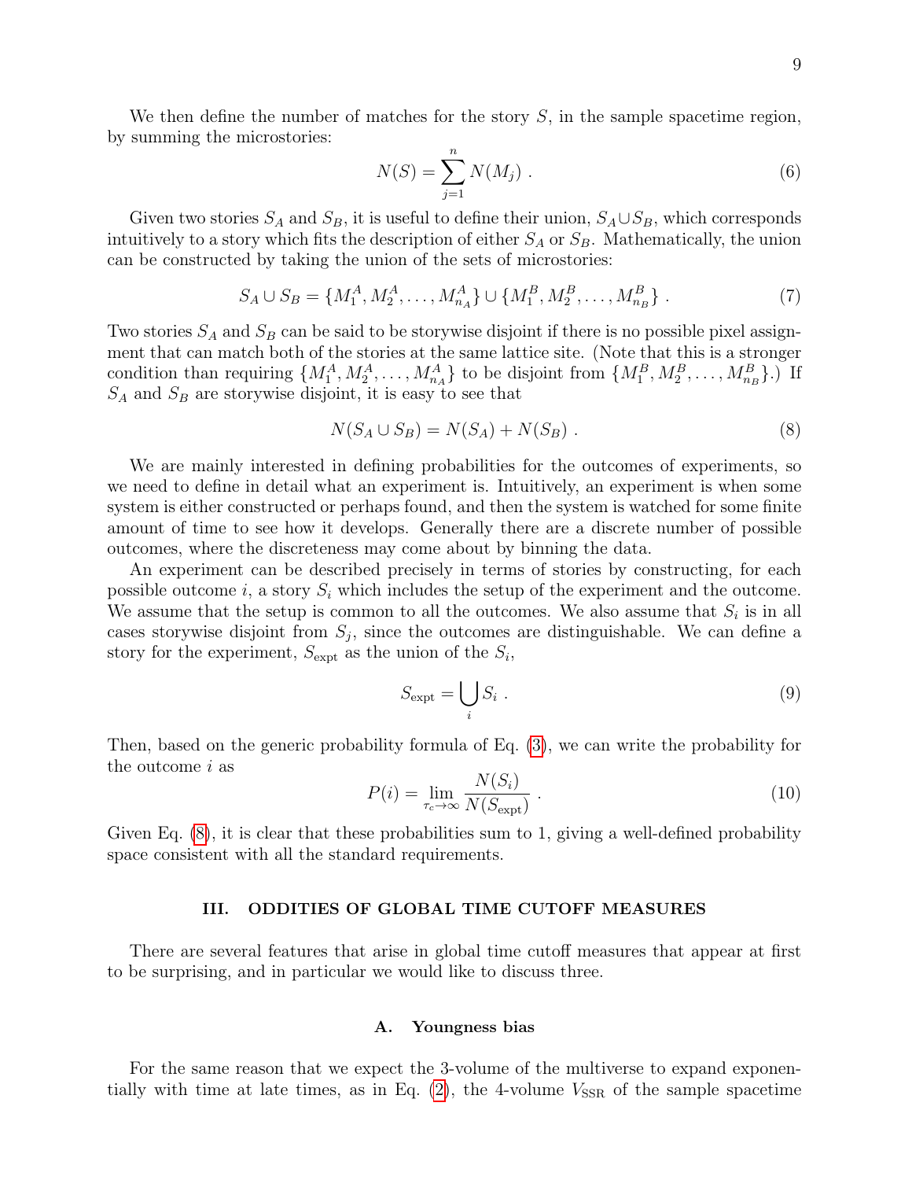We then define the number of matches for the story $S$, in the sample spacetime region, by summing the microstories:

$$N(S) = \sum_{j=1}^{n} N(M_j) \ . \tag{6}$$

Given two stories $S_A$ and $S_B$, it is useful to define their union, $S_A \cup S_B$, which corresponds intuitively to a story which fits the description of either $S_A$ or $S_B$. Mathematically, the union can be constructed by taking the union of the sets of microstories:

$$S_A \cup S_B = \{M_1^A, M_2^A, \ldots, M_{n_A}^A\} \cup \{M_1^B, M_2^B, \ldots, M_{n_B}^B\} \ . \tag{7}$$

Two stories $S_A$ and $S_B$ can be said to be storywise disjoint if there is no possible pixel assignment that can match both of the stories at the same lattice site. (Note that this is a stronger condition than requiring $\{M_1^A, M_2^A, \ldots, M_{n_A}^A\}$ to be disjoint from $\{M_1^B, M_2^B, \ldots, M_{n_B}^B\}$.) If $S_A$ and $S_B$ are storywise disjoint, it is easy to see that

$$N(S_A \cup S_B) = N(S_A) + N(S_B) \ . \tag{8}$$

We are mainly interested in defining probabilities for the outcomes of experiments, so we need to define in detail what an experiment is. Intuitively, an experiment is when some system is either constructed or perhaps found, and then the system is watched for some finite amount of time to see how it develops. Generally there are a discrete number of possible outcomes, where the discreteness may come about by binning the data.

An experiment can be described precisely in terms of stories by constructing, for each possible outcome $i$, a story $S_i$ which includes the setup of the experiment and the outcome. We assume that the setup is common to all the outcomes. We also assume that $S_i$ is in all cases storywise disjoint from $S_j$, since the outcomes are distinguishable. We can define a story for the experiment, $S_{\rm expt}$ as the union of the $S_i$,

$$S_{\rm expt} = \bigcup_i S_i \ . \tag{9}$$

Then, based on the generic probability formula of Eq. (3), we can write the probability for the outcome $i$ as

$$P(i) = \lim_{\tau_c \to \infty} \frac{N(S_i)}{N(S_{\rm expt})} \ . \tag{10}$$

Given Eq. (8), it is clear that these probabilities sum to 1, giving a well-defined probability space consistent with all the standard requirements.

## III. ODDITIES OF GLOBAL TIME CUTOFF MEASURES

There are several features that arise in global time cutoff measures that appear at first to be surprising, and in particular we would like to discuss three.

### A. Youngness bias

For the same reason that we expect the 3-volume of the multiverse to expand exponentially with time at late times, as in Eq. (2), the 4-volume $V_{\rm SSR}$ of the sample spacetime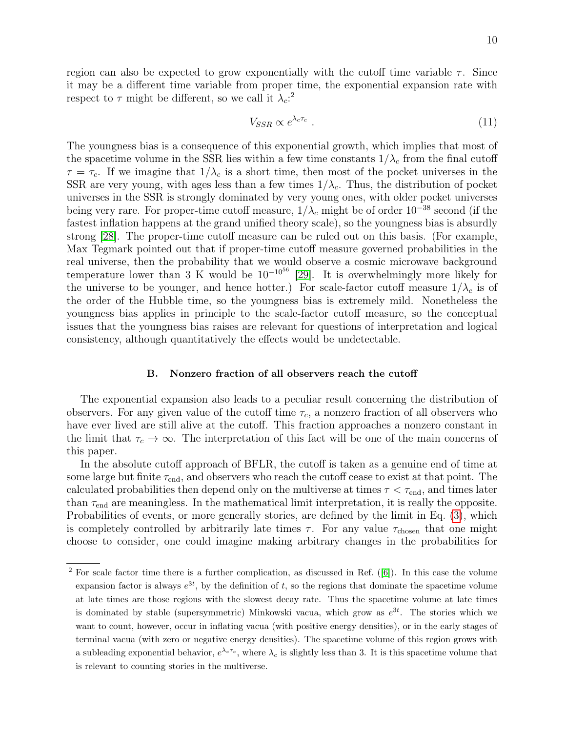region can also be expected to grow exponentially with the cutoff time variable $\tau$. Since it may be a different time variable from proper time, the exponential expansion rate with respect to $\tau$ might be different, so we call it $\lambda_c$:[2]

$$V_{SSR} \propto e^{\lambda_c \tau_c} \; . \tag{11}$$

The youngness bias is a consequence of this exponential growth, which implies that most of the spacetime volume in the SSR lies within a few time constants $1/\lambda_c$ from the final cutoff $\tau = \tau_c$. If we imagine that $1/\lambda_c$ is a short time, then most of the pocket universes in the SSR are very young, with ages less than a few times $1/\lambda_c$. Thus, the distribution of pocket universes in the SSR is strongly dominated by very young ones, with older pocket universes being very rare. For proper-time cutoff measure, $1/\lambda_c$ might be of order $10^{-38}$ second (if the fastest inflation happens at the grand unified theory scale), so the youngness bias is absurdly strong [28]. The proper-time cutoff measure can be ruled out on this basis. (For example, Max Tegmark pointed out that if proper-time cutoff measure governed probabilities in the real universe, then the probability that we would observe a cosmic microwave background temperature lower than 3 K would be $10^{-10^{56}}$ [29]. It is overwhelmingly more likely for the universe to be younger, and hence hotter.) For scale-factor cutoff measure $1/\lambda_c$ is of the order of the Hubble time, so the youngness bias is extremely mild. Nonetheless the youngness bias applies in principle to the scale-factor cutoff measure, so the conceptual issues that the youngness bias raises are relevant for questions of interpretation and logical consistency, although quantitatively the effects would be undetectable.

### B. Nonzero fraction of all observers reach the cutoff

The exponential expansion also leads to a peculiar result concerning the distribution of observers. For any given value of the cutoff time $\tau_c$, a nonzero fraction of all observers who have ever lived are still alive at the cutoff. This fraction approaches a nonzero constant in the limit that $\tau_c \to \infty$. The interpretation of this fact will be one of the main concerns of this paper.

In the absolute cutoff approach of BFLR, the cutoff is taken as a genuine end of time at some large but finite $\tau_{\text{end}}$, and observers who reach the cutoff cease to exist at that point. The calculated probabilities then depend only on the multiverse at times $\tau < \tau_{\text{end}}$, and times later than $\tau_{\text{end}}$ are meaningless. In the mathematical limit interpretation, it is really the opposite. Probabilities of events, or more generally stories, are defined by the limit in Eq. (3), which is completely controlled by arbitrarily late times $\tau$. For any value $\tau_{\text{chosen}}$ that one might choose to consider, one could imagine making arbitrary changes in the probabilities for

---

[2] For scale factor time there is a further complication, as discussed in Ref. ([6]). In this case the volume expansion factor is always $e^{3t}$, by the definition of $t$, so the regions that dominate the spacetime volume at late times are those regions with the slowest decay rate. Thus the spacetime volume at late times is dominated by stable (supersymmetric) Minkowski vacua, which grow as $e^{3t}$. The stories which we want to count, however, occur in inflating vacua (with positive energy densities), or in the early stages of terminal vacua (with zero or negative energy densities). The spacetime volume of this region grows with a subleading exponential behavior, $e^{\lambda_c \tau_c}$, where $\lambda_c$ is slightly less than 3. It is this spacetime volume that is relevant to counting stories in the multiverse.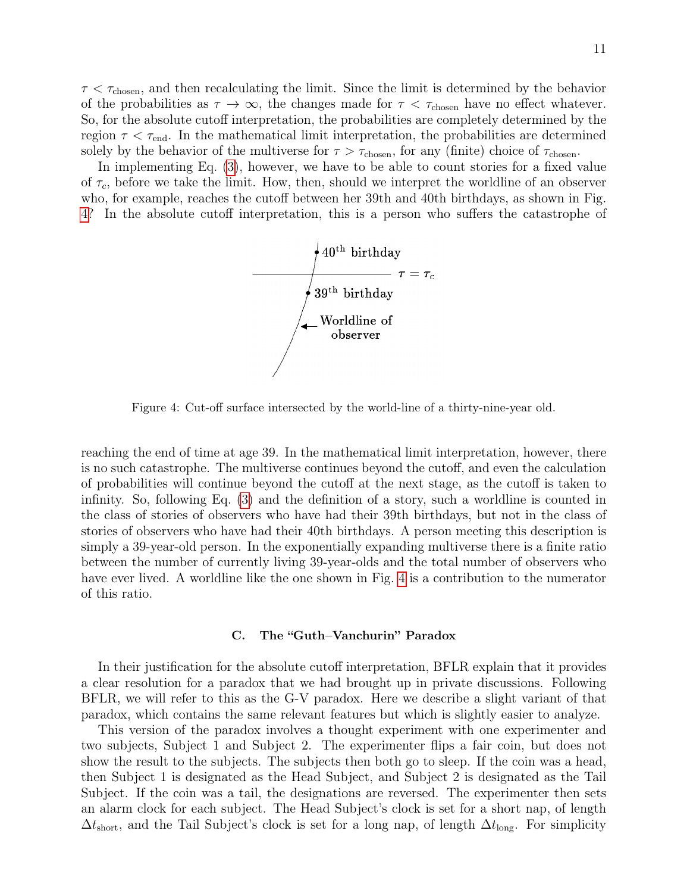$\tau < \tau_{\text{chosen}}$, and then recalculating the limit. Since the limit is determined by the behavior of the probabilities as $\tau \to \infty$, the changes made for $\tau < \tau_{\text{chosen}}$ have no effect whatever. So, for the absolute cutoff interpretation, the probabilities are completely determined by the region $\tau < \tau_{\text{end}}$. In the mathematical limit interpretation, the probabilities are determined solely by the behavior of the multiverse for $\tau > \tau_{\text{chosen}}$, for any (finite) choice of $\tau_{\text{chosen}}$.

In implementing Eq. (3), however, we have to be able to count stories for a fixed value of $\tau_c$, before we take the limit. How, then, should we interpret the worldline of an observer who, for example, reaches the cutoff between her 39th and 40th birthdays, as shown in Fig. 4? In the absolute cutoff interpretation, this is a person who suffers the catastrophe of

Figure 4: Cut-off surface intersected by the world-line of a thirty-nine-year old.

reaching the end of time at age 39. In the mathematical limit interpretation, however, there is no such catastrophe. The multiverse continues beyond the cutoff, and even the calculation of probabilities will continue beyond the cutoff at the next stage, as the cutoff is taken to infinity. So, following Eq. (3) and the definition of a story, such a worldline is counted in the class of stories of observers who have had their 39th birthdays, but not in the class of stories of observers who have had their 40th birthdays. A person meeting this description is simply a 39-year-old person. In the exponentially expanding multiverse there is a finite ratio between the number of currently living 39-year-olds and the total number of observers who have ever lived. A worldline like the one shown in Fig. 4 is a contribution to the numerator of this ratio.

### C. The "Guth–Vanchurin" Paradox

In their justification for the absolute cutoff interpretation, BFLR explain that it provides a clear resolution for a paradox that we had brought up in private discussions. Following BFLR, we will refer to this as the G-V paradox. Here we describe a slight variant of that paradox, which contains the same relevant features but which is slightly easier to analyze.

This version of the paradox involves a thought experiment with one experimenter and two subjects, Subject 1 and Subject 2. The experimenter flips a fair coin, but does not show the result to the subjects. The subjects then both go to sleep. If the coin was a head, then Subject 1 is designated as the Head Subject, and Subject 2 is designated as the Tail Subject. If the coin was a tail, the designations are reversed. The experimenter then sets an alarm clock for each subject. The Head Subject's clock is set for a short nap, of length $\Delta t_{\text{short}}$, and the Tail Subject's clock is set for a long nap, of length $\Delta t_{\text{long}}$. For simplicity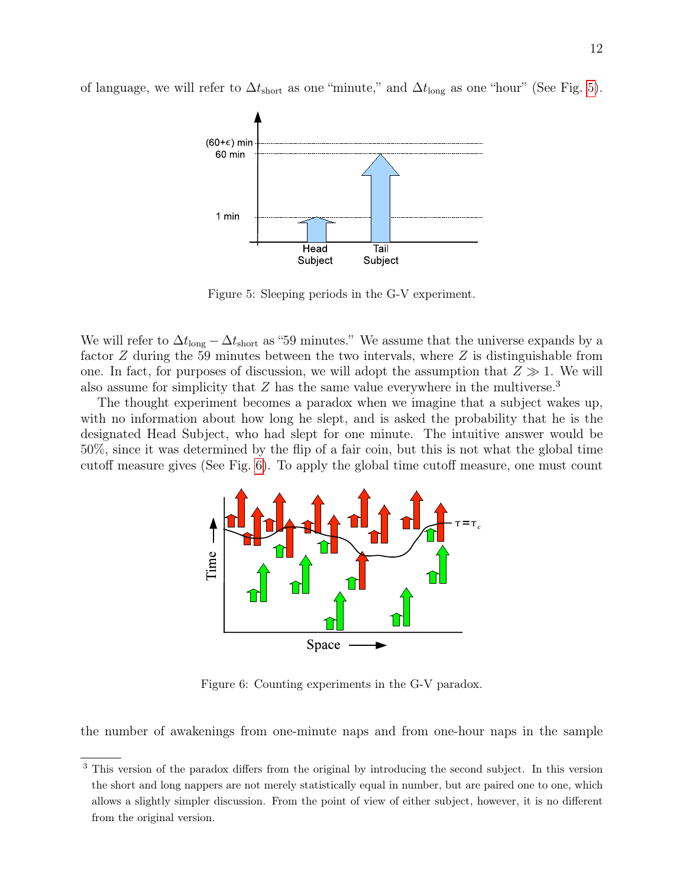of language, we will refer to $\Delta t_{\text{short}}$ as one "minute," and $\Delta t_{\text{long}}$ as one "hour" (See Fig. 5).

Figure 5: Sleeping periods in the G-V experiment.

We will refer to $\Delta t_{\text{long}} - \Delta t_{\text{short}}$ as "59 minutes." We assume that the universe expands by a factor $Z$ during the 59 minutes between the two intervals, where $Z$ is distinguishable from one. In fact, for purposes of discussion, we will adopt the assumption that $Z \gg 1$. We will also assume for simplicity that $Z$ has the same value everywhere in the multiverse.[3]

The thought experiment becomes a paradox when we imagine that a subject wakes up, with no information about how long he slept, and is asked the probability that he is the designated Head Subject, who had slept for one minute. The intuitive answer would be 50%, since it was determined by the flip of a fair coin, but this is not what the global time cutoff measure gives (See Fig. 6). To apply the global time cutoff measure, one must count

Figure 6: Counting experiments in the G-V paradox.

the number of awakenings from one-minute naps and from one-hour naps in the sample

[3] This version of the paradox differs from the original by introducing the second subject. In this version the short and long nappers are not merely statistically equal in number, but are paired one to one, which allows a slightly simpler discussion. From the point of view of either subject, however, it is no different from the original version.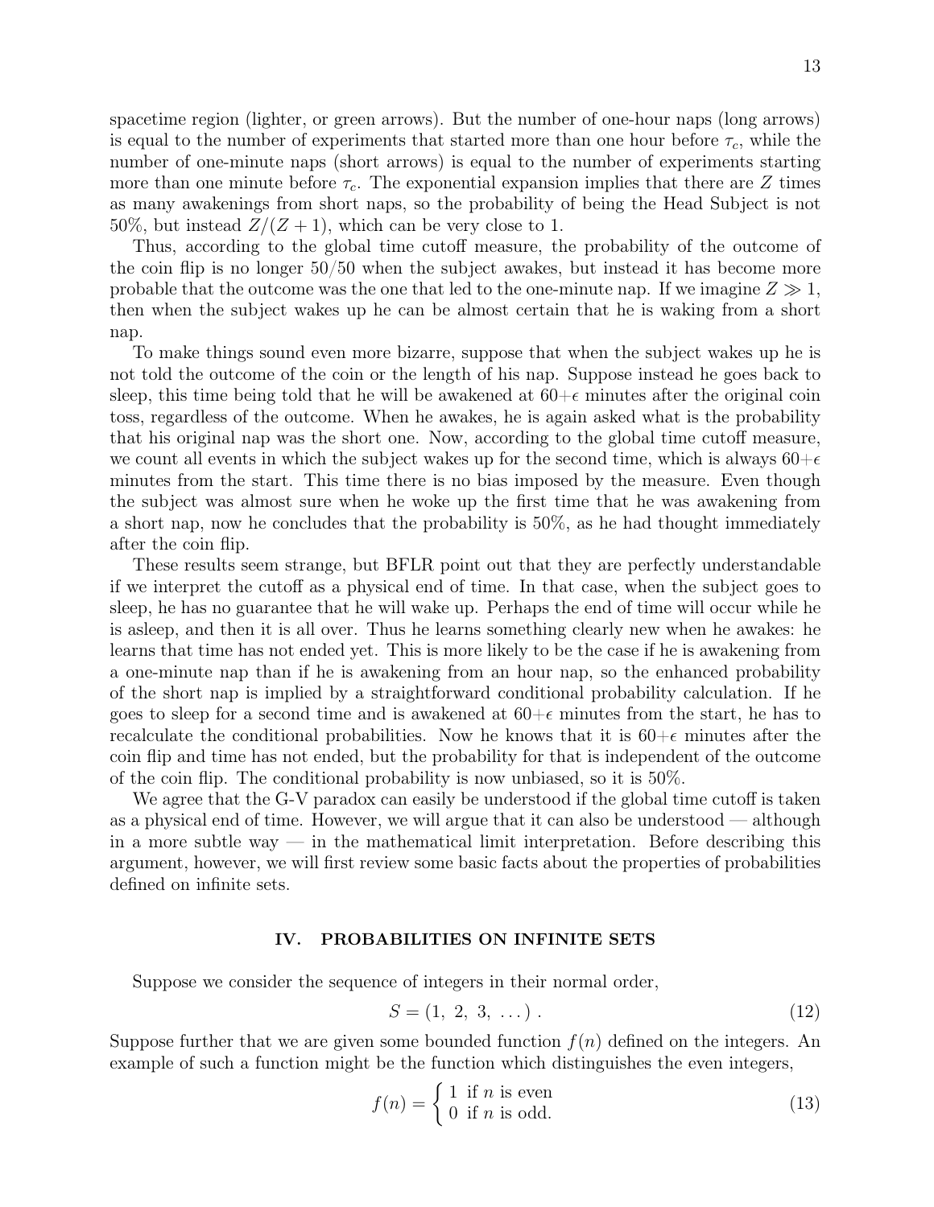spacetime region (lighter, or green arrows). But the number of one-hour naps (long arrows) is equal to the number of experiments that started more than one hour before $\tau_c$, while the number of one-minute naps (short arrows) is equal to the number of experiments starting more than one minute before $\tau_c$. The exponential expansion implies that there are $Z$ times as many awakenings from short naps, so the probability of being the Head Subject is not 50%, but instead $Z/(Z+1)$, which can be very close to 1.

Thus, according to the global time cutoff measure, the probability of the outcome of the coin flip is no longer 50/50 when the subject awakes, but instead it has become more probable that the outcome was the one that led to the one-minute nap. If we imagine $Z \gg 1$, then when the subject wakes up he can be almost certain that he is waking from a short nap.

To make things sound even more bizarre, suppose that when the subject wakes up he is not told the outcome of the coin or the length of his nap. Suppose instead he goes back to sleep, this time being told that he will be awakened at $60+\epsilon$ minutes after the original coin toss, regardless of the outcome. When he awakes, he is again asked what is the probability that his original nap was the short one. Now, according to the global time cutoff measure, we count all events in which the subject wakes up for the second time, which is always $60+\epsilon$ minutes from the start. This time there is no bias imposed by the measure. Even though the subject was almost sure when he woke up the first time that he was awakening from a short nap, now he concludes that the probability is 50%, as he had thought immediately after the coin flip.

These results seem strange, but BFLR point out that they are perfectly understandable if we interpret the cutoff as a physical end of time. In that case, when the subject goes to sleep, he has no guarantee that he will wake up. Perhaps the end of time will occur while he is asleep, and then it is all over. Thus he learns something clearly new when he awakes: he learns that time has not ended yet. This is more likely to be the case if he is awakening from a one-minute nap than if he is awakening from an hour nap, so the enhanced probability of the short nap is implied by a straightforward conditional probability calculation. If he goes to sleep for a second time and is awakened at $60+\epsilon$ minutes from the start, he has to recalculate the conditional probabilities. Now he knows that it is $60+\epsilon$ minutes after the coin flip and time has not ended, but the probability for that is independent of the outcome of the coin flip. The conditional probability is now unbiased, so it is 50%.

We agree that the G-V paradox can easily be understood if the global time cutoff is taken as a physical end of time. However, we will argue that it can also be understood — although in a more subtle way — in the mathematical limit interpretation. Before describing this argument, however, we will first review some basic facts about the properties of probabilities defined on infinite sets.

## IV. PROBABILITIES ON INFINITE SETS

Suppose we consider the sequence of integers in their normal order,

$$S = (1,\ 2,\ 3,\ \dots)\ . \tag{12}$$

Suppose further that we are given some bounded function $f(n)$ defined on the integers. An example of such a function might be the function which distinguishes the even integers,

$$f(n) = \begin{cases} 1 & \text{if } n \text{ is even} \\ 0 & \text{if } n \text{ is odd.} \end{cases} \tag{13}$$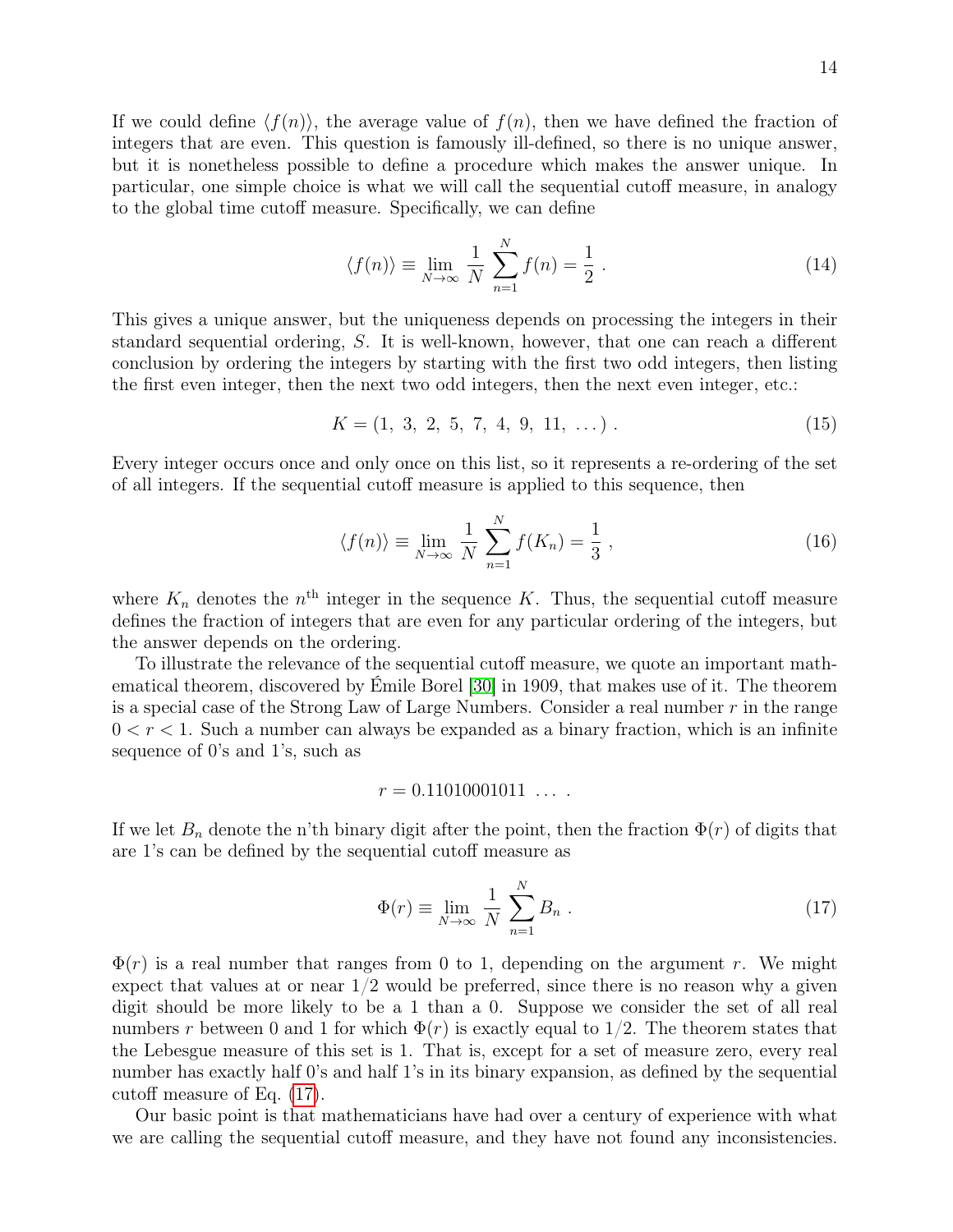If we could define $\langle f(n) \rangle$, the average value of $f(n)$, then we have defined the fraction of integers that are even. This question is famously ill-defined, so there is no unique answer, but it is nonetheless possible to define a procedure which makes the answer unique. In particular, one simple choice is what we will call the sequential cutoff measure, in analogy to the global time cutoff measure. Specifically, we can define

$$\langle f(n) \rangle \equiv \lim_{N\to\infty} \frac{1}{N} \sum_{n=1}^{N} f(n) = \frac{1}{2} \ . \tag{14}$$

This gives a unique answer, but the uniqueness depends on processing the integers in their standard sequential ordering, $S$. It is well-known, however, that one can reach a different conclusion by ordering the integers by starting with the first two odd integers, then listing the first even integer, then the next two odd integers, then the next even integer, etc.:

$$K = (1,\ 3,\ 2,\ 5,\ 7,\ 4,\ 9,\ 11,\ \ldots) \ . \tag{15}$$

Every integer occurs once and only once on this list, so it represents a re-ordering of the set of all integers. If the sequential cutoff measure is applied to this sequence, then

$$\langle f(n) \rangle \equiv \lim_{N\to\infty} \frac{1}{N} \sum_{n=1}^{N} f(K_n) = \frac{1}{3} \ , \tag{16}$$

where $K_n$ denotes the $n^{\text{th}}$ integer in the sequence $K$. Thus, the sequential cutoff measure defines the fraction of integers that are even for any particular ordering of the integers, but the answer depends on the ordering.

To illustrate the relevance of the sequential cutoff measure, we quote an important mathematical theorem, discovered by Émile Borel [30] in 1909, that makes use of it. The theorem is a special case of the Strong Law of Large Numbers. Consider a real number $r$ in the range $0 < r < 1$. Such a number can always be expanded as a binary fraction, which is an infinite sequence of 0's and 1's, such as

$$r = 0.11010001011 \ \ldots \ .$$

If we let $B_n$ denote the n'th binary digit after the point, then the fraction $\Phi(r)$ of digits that are 1's can be defined by the sequential cutoff measure as

$$\Phi(r) \equiv \lim_{N\to\infty} \frac{1}{N} \sum_{n=1}^{N} B_n \ . \tag{17}$$

$\Phi(r)$ is a real number that ranges from 0 to 1, depending on the argument $r$. We might expect that values at or near 1/2 would be preferred, since there is no reason why a given digit should be more likely to be a 1 than a 0. Suppose we consider the set of all real numbers $r$ between 0 and 1 for which $\Phi(r)$ is exactly equal to 1/2. The theorem states that the Lebesgue measure of this set is 1. That is, except for a set of measure zero, every real number has exactly half 0's and half 1's in its binary expansion, as defined by the sequential cutoff measure of Eq. (17).

Our basic point is that mathematicians have had over a century of experience with what we are calling the sequential cutoff measure, and they have not found any inconsistencies.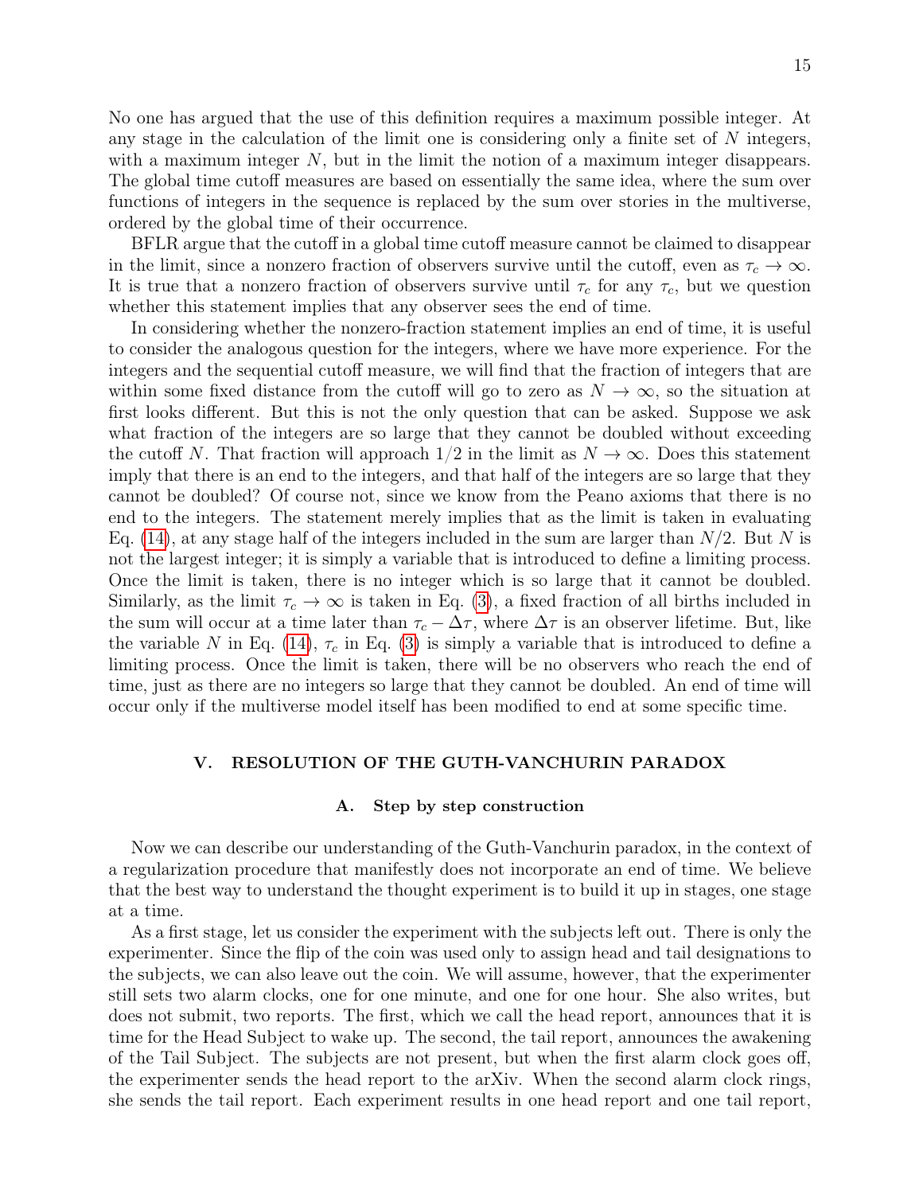No one has argued that the use of this definition requires a maximum possible integer. At any stage in the calculation of the limit one is considering only a finite set of $N$ integers, with a maximum integer $N$, but in the limit the notion of a maximum integer disappears. The global time cutoff measures are based on essentially the same idea, where the sum over functions of integers in the sequence is replaced by the sum over stories in the multiverse, ordered by the global time of their occurrence.

BFLR argue that the cutoff in a global time cutoff measure cannot be claimed to disappear in the limit, since a nonzero fraction of observers survive until the cutoff, even as $\tau_c \to \infty$. It is true that a nonzero fraction of observers survive until $\tau_c$ for any $\tau_c$, but we question whether this statement implies that any observer sees the end of time.

In considering whether the nonzero-fraction statement implies an end of time, it is useful to consider the analogous question for the integers, where we have more experience. For the integers and the sequential cutoff measure, we will find that the fraction of integers that are within some fixed distance from the cutoff will go to zero as $N \to \infty$, so the situation at first looks different. But this is not the only question that can be asked. Suppose we ask what fraction of the integers are so large that they cannot be doubled without exceeding the cutoff $N$. That fraction will approach $1/2$ in the limit as $N \to \infty$. Does this statement imply that there is an end to the integers, and that half of the integers are so large that they cannot be doubled? Of course not, since we know from the Peano axioms that there is no end to the integers. The statement merely implies that as the limit is taken in evaluating Eq. (14), at any stage half of the integers included in the sum are larger than $N/2$. But $N$ is not the largest integer; it is simply a variable that is introduced to define a limiting process. Once the limit is taken, there is no integer which is so large that it cannot be doubled. Similarly, as the limit $\tau_c \to \infty$ is taken in Eq. (3), a fixed fraction of all births included in the sum will occur at a time later than $\tau_c - \Delta\tau$, where $\Delta\tau$ is an observer lifetime. But, like the variable $N$ in Eq. (14), $\tau_c$ in Eq. (3) is simply a variable that is introduced to define a limiting process. Once the limit is taken, there will be no observers who reach the end of time, just as there are no integers so large that they cannot be doubled. An end of time will occur only if the multiverse model itself has been modified to end at some specific time.

## V. RESOLUTION OF THE GUTH-VANCHURIN PARADOX

### A. Step by step construction

Now we can describe our understanding of the Guth-Vanchurin paradox, in the context of a regularization procedure that manifestly does not incorporate an end of time. We believe that the best way to understand the thought experiment is to build it up in stages, one stage at a time.

As a first stage, let us consider the experiment with the subjects left out. There is only the experimenter. Since the flip of the coin was used only to assign head and tail designations to the subjects, we can also leave out the coin. We will assume, however, that the experimenter still sets two alarm clocks, one for one minute, and one for one hour. She also writes, but does not submit, two reports. The first, which we call the head report, announces that it is time for the Head Subject to wake up. The second, the tail report, announces the awakening of the Tail Subject. The subjects are not present, but when the first alarm clock goes off, the experimenter sends the head report to the arXiv. When the second alarm clock rings, she sends the tail report. Each experiment results in one head report and one tail report,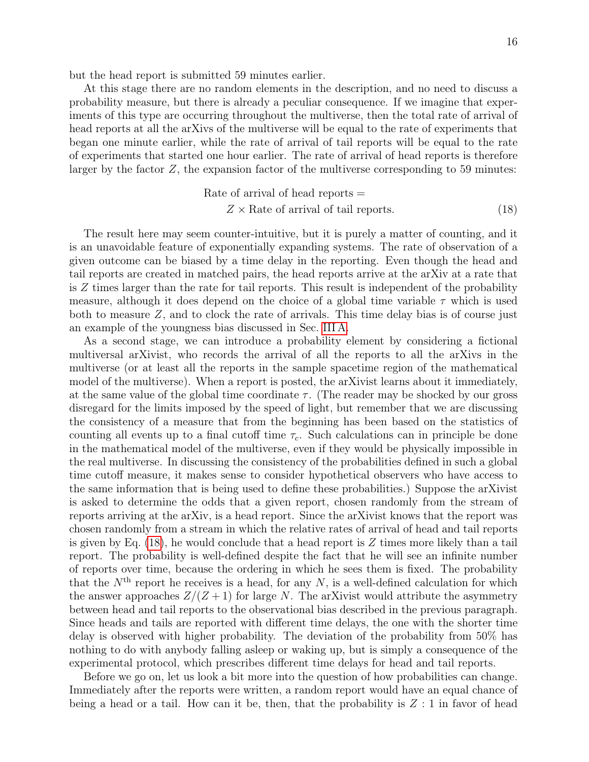but the head report is submitted 59 minutes earlier.

At this stage there are no random elements in the description, and no need to discuss a probability measure, but there is already a peculiar consequence. If we imagine that experiments of this type are occurring throughout the multiverse, then the total rate of arrival of head reports at all the arXivs of the multiverse will be equal to the rate of experiments that began one minute earlier, while the rate of arrival of tail reports will be equal to the rate of experiments that started one hour earlier. The rate of arrival of head reports is therefore larger by the factor $Z$, the expansion factor of the multiverse corresponding to 59 minutes:

$$\begin{aligned}\text{Rate of arrival of head reports} = \\ Z \times \text{Rate of arrival of tail reports.}\end{aligned} \tag{18}$$

The result here may seem counter-intuitive, but it is purely a matter of counting, and it is an unavoidable feature of exponentially expanding systems. The rate of observation of a given outcome can be biased by a time delay in the reporting. Even though the head and tail reports are created in matched pairs, the head reports arrive at the arXiv at a rate that is $Z$ times larger than the rate for tail reports. This result is independent of the probability measure, although it does depend on the choice of a global time variable $\tau$ which is used both to measure $Z$, and to clock the rate of arrivals. This time delay bias is of course just an example of the youngness bias discussed in Sec. III A.

As a second stage, we can introduce a probability element by considering a fictional multiversal arXivist, who records the arrival of all the reports to all the arXivs in the multiverse (or at least all the reports in the sample spacetime region of the mathematical model of the multiverse). When a report is posted, the arXivist learns about it immediately, at the same value of the global time coordinate $\tau$. (The reader may be shocked by our gross disregard for the limits imposed by the speed of light, but remember that we are discussing the consistency of a measure that from the beginning has been based on the statistics of counting all events up to a final cutoff time $\tau_c$. Such calculations can in principle be done in the mathematical model of the multiverse, even if they would be physically impossible in the real multiverse. In discussing the consistency of the probabilities defined in such a global time cutoff measure, it makes sense to consider hypothetical observers who have access to the same information that is being used to define these probabilities.) Suppose the arXivist is asked to determine the odds that a given report, chosen randomly from the stream of reports arriving at the arXiv, is a head report. Since the arXivist knows that the report was chosen randomly from a stream in which the relative rates of arrival of head and tail reports is given by Eq. (18), he would conclude that a head report is $Z$ times more likely than a tail report. The probability is well-defined despite the fact that he will see an infinite number of reports over time, because the ordering in which he sees them is fixed. The probability that the $N^{\text{th}}$ report he receives is a head, for any $N$, is a well-defined calculation for which the answer approaches $Z/(Z+1)$ for large $N$. The arXivist would attribute the asymmetry between head and tail reports to the observational bias described in the previous paragraph. Since heads and tails are reported with different time delays, the one with the shorter time delay is observed with higher probability. The deviation of the probability from 50% has nothing to do with anybody falling asleep or waking up, but is simply a consequence of the experimental protocol, which prescribes different time delays for head and tail reports.

Before we go on, let us look a bit more into the question of how probabilities can change. Immediately after the reports were written, a random report would have an equal chance of being a head or a tail. How can it be, then, that the probability is $Z : 1$ in favor of head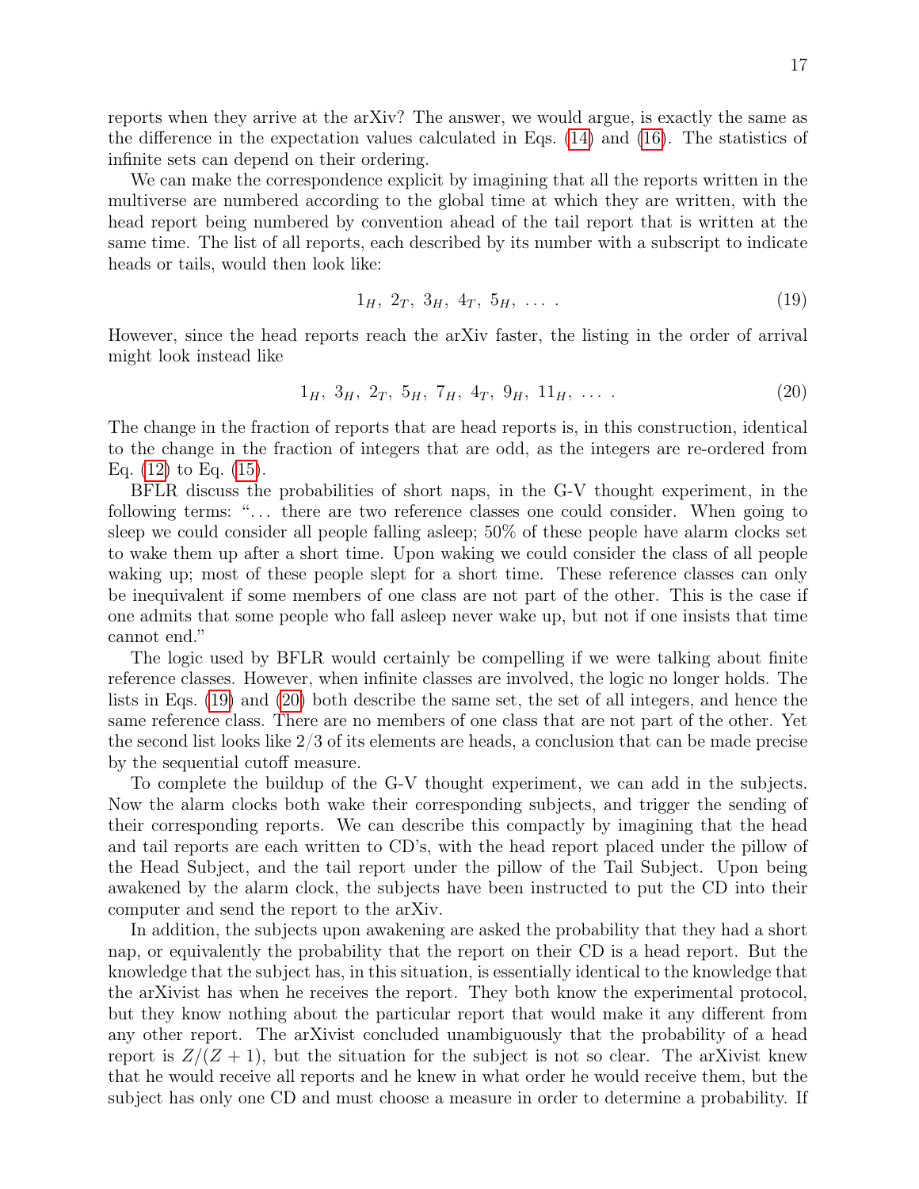reports when they arrive at the arXiv? The answer, we would argue, is exactly the same as the difference in the expectation values calculated in Eqs. (14) and (16). The statistics of infinite sets can depend on their ordering.

We can make the correspondence explicit by imagining that all the reports written in the multiverse are numbered according to the global time at which they are written, with the head report being numbered by convention ahead of the tail report that is written at the same time. The list of all reports, each described by its number with a subscript to indicate heads or tails, would then look like:

$$1_H,\ 2_T,\ 3_H,\ 4_T,\ 5_H,\ \ldots\ . \tag{19}$$

However, since the head reports reach the arXiv faster, the listing in the order of arrival might look instead like

$$1_H,\ 3_H,\ 2_T,\ 5_H,\ 7_H,\ 4_T,\ 9_H,\ 11_H,\ \ldots\ . \tag{20}$$

The change in the fraction of reports that are head reports is, in this construction, identical to the change in the fraction of integers that are odd, as the integers are re-ordered from Eq. (12) to Eq. (15).

BFLR discuss the probabilities of short naps, in the G-V thought experiment, in the following terms: "... there are two reference classes one could consider. When going to sleep we could consider all people falling asleep; 50% of these people have alarm clocks set to wake them up after a short time. Upon waking we could consider the class of all people waking up; most of these people slept for a short time. These reference classes can only be inequivalent if some members of one class are not part of the other. This is the case if one admits that some people who fall asleep never wake up, but not if one insists that time cannot end."

The logic used by BFLR would certainly be compelling if we were talking about finite reference classes. However, when infinite classes are involved, the logic no longer holds. The lists in Eqs. (19) and (20) both describe the same set, the set of all integers, and hence the same reference class. There are no members of one class that are not part of the other. Yet the second list looks like 2/3 of its elements are heads, a conclusion that can be made precise by the sequential cutoff measure.

To complete the buildup of the G-V thought experiment, we can add in the subjects. Now the alarm clocks both wake their corresponding subjects, and trigger the sending of their corresponding reports. We can describe this compactly by imagining that the head and tail reports are each written to CD's, with the head report placed under the pillow of the Head Subject, and the tail report under the pillow of the Tail Subject. Upon being awakened by the alarm clock, the subjects have been instructed to put the CD into their computer and send the report to the arXiv.

In addition, the subjects upon awakening are asked the probability that they had a short nap, or equivalently the probability that the report on their CD is a head report. But the knowledge that the subject has, in this situation, is essentially identical to the knowledge that the arXivist has when he receives the report. They both know the experimental protocol, but they know nothing about the particular report that would make it any different from any other report. The arXivist concluded unambiguously that the probability of a head report is $Z/(Z+1)$, but the situation for the subject is not so clear. The arXivist knew that he would receive all reports and he knew in what order he would receive them, but the subject has only one CD and must choose a measure in order to determine a probability. If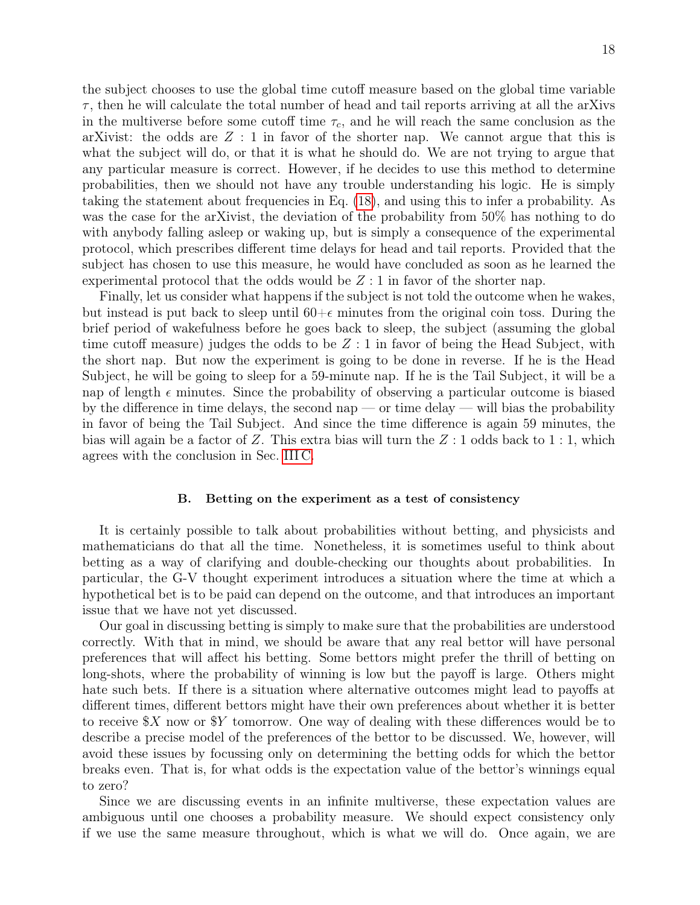the subject chooses to use the global time cutoff measure based on the global time variable $\tau$, then he will calculate the total number of head and tail reports arriving at all the arXivs in the multiverse before some cutoff time $\tau_c$, and he will reach the same conclusion as the arXivist: the odds are $Z : 1$ in favor of the shorter nap. We cannot argue that this is what the subject will do, or that it is what he should do. We are not trying to argue that any particular measure is correct. However, if he decides to use this method to determine probabilities, then we should not have any trouble understanding his logic. He is simply taking the statement about frequencies in Eq. (18), and using this to infer a probability. As was the case for the arXivist, the deviation of the probability from 50% has nothing to do with anybody falling asleep or waking up, but is simply a consequence of the experimental protocol, which prescribes different time delays for head and tail reports. Provided that the subject has chosen to use this measure, he would have concluded as soon as he learned the experimental protocol that the odds would be $Z : 1$ in favor of the shorter nap.

Finally, let us consider what happens if the subject is not told the outcome when he wakes, but instead is put back to sleep until $60+\epsilon$ minutes from the original coin toss. During the brief period of wakefulness before he goes back to sleep, the subject (assuming the global time cutoff measure) judges the odds to be $Z : 1$ in favor of being the Head Subject, with the short nap. But now the experiment is going to be done in reverse. If he is the Head Subject, he will be going to sleep for a 59-minute nap. If he is the Tail Subject, it will be a nap of length $\epsilon$ minutes. Since the probability of observing a particular outcome is biased by the difference in time delays, the second nap — or time delay — will bias the probability in favor of being the Tail Subject. And since the time difference is again 59 minutes, the bias will again be a factor of $Z$. This extra bias will turn the $Z : 1$ odds back to $1 : 1$, which agrees with the conclusion in Sec. III C.

### B. Betting on the experiment as a test of consistency

It is certainly possible to talk about probabilities without betting, and physicists and mathematicians do that all the time. Nonetheless, it is sometimes useful to think about betting as a way of clarifying and double-checking our thoughts about probabilities. In particular, the G-V thought experiment introduces a situation where the time at which a hypothetical bet is to be paid can depend on the outcome, and that introduces an important issue that we have not yet discussed.

Our goal in discussing betting is simply to make sure that the probabilities are understood correctly. With that in mind, we should be aware that any real bettor will have personal preferences that will affect his betting. Some bettors might prefer the thrill of betting on long-shots, where the probability of winning is low but the payoff is large. Others might hate such bets. If there is a situation where alternative outcomes might lead to payoffs at different times, different bettors might have their own preferences about whether it is better to receive \$$X$ now or \$$Y$ tomorrow. One way of dealing with these differences would be to describe a precise model of the preferences of the bettor to be discussed. We, however, will avoid these issues by focussing only on determining the betting odds for which the bettor breaks even. That is, for what odds is the expectation value of the bettor's winnings equal to zero?

Since we are discussing events in an infinite multiverse, these expectation values are ambiguous until one chooses a probability measure. We should expect consistency only if we use the same measure throughout, which is what we will do. Once again, we are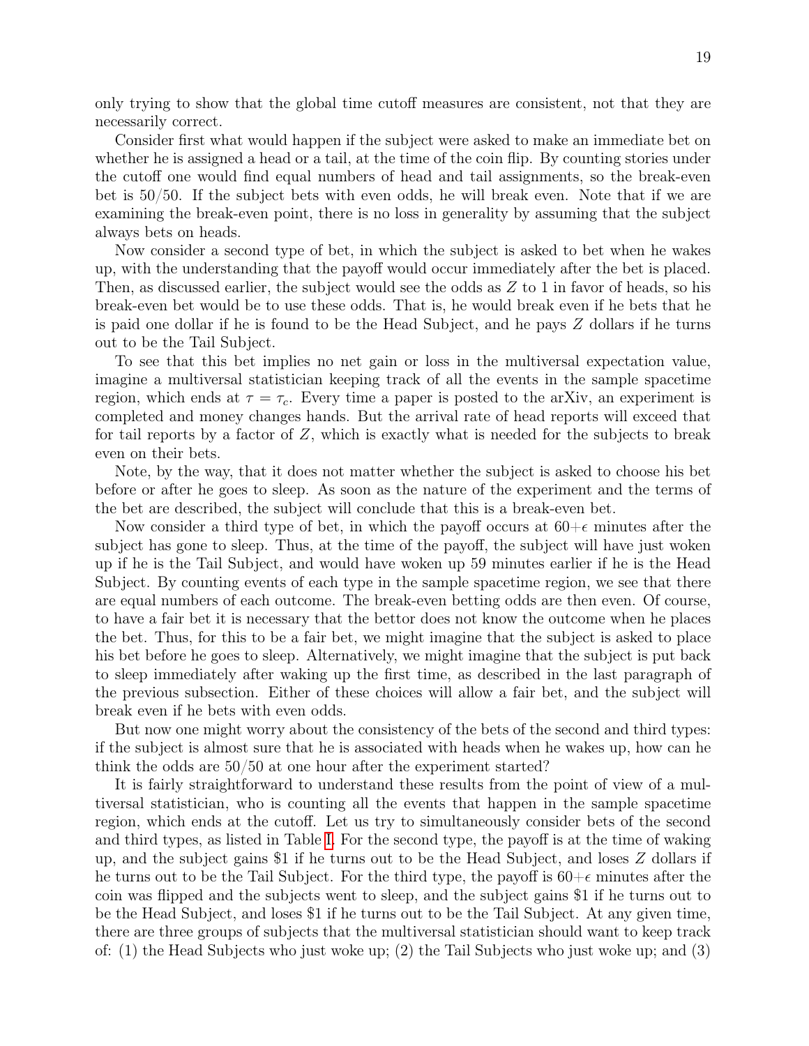only trying to show that the global time cutoff measures are consistent, not that they are necessarily correct.

Consider first what would happen if the subject were asked to make an immediate bet on whether he is assigned a head or a tail, at the time of the coin flip. By counting stories under the cutoff one would find equal numbers of head and tail assignments, so the break-even bet is 50/50. If the subject bets with even odds, he will break even. Note that if we are examining the break-even point, there is no loss in generality by assuming that the subject always bets on heads.

Now consider a second type of bet, in which the subject is asked to bet when he wakes up, with the understanding that the payoff would occur immediately after the bet is placed. Then, as discussed earlier, the subject would see the odds as $Z$ to 1 in favor of heads, so his break-even bet would be to use these odds. That is, he would break even if he bets that he is paid one dollar if he is found to be the Head Subject, and he pays $Z$ dollars if he turns out to be the Tail Subject.

To see that this bet implies no net gain or loss in the multiversal expectation value, imagine a multiversal statistician keeping track of all the events in the sample spacetime region, which ends at $\tau = \tau_c$. Every time a paper is posted to the arXiv, an experiment is completed and money changes hands. But the arrival rate of head reports will exceed that for tail reports by a factor of $Z$, which is exactly what is needed for the subjects to break even on their bets.

Note, by the way, that it does not matter whether the subject is asked to choose his bet before or after he goes to sleep. As soon as the nature of the experiment and the terms of the bet are described, the subject will conclude that this is a break-even bet.

Now consider a third type of bet, in which the payoff occurs at $60+\epsilon$ minutes after the subject has gone to sleep. Thus, at the time of the payoff, the subject will have just woken up if he is the Tail Subject, and would have woken up 59 minutes earlier if he is the Head Subject. By counting events of each type in the sample spacetime region, we see that there are equal numbers of each outcome. The break-even betting odds are then even. Of course, to have a fair bet it is necessary that the bettor does not know the outcome when he places the bet. Thus, for this to be a fair bet, we might imagine that the subject is asked to place his bet before he goes to sleep. Alternatively, we might imagine that the subject is put back to sleep immediately after waking up the first time, as described in the last paragraph of the previous subsection. Either of these choices will allow a fair bet, and the subject will break even if he bets with even odds.

But now one might worry about the consistency of the bets of the second and third types: if the subject is almost sure that he is associated with heads when he wakes up, how can he think the odds are 50/50 at one hour after the experiment started?

It is fairly straightforward to understand these results from the point of view of a multiversal statistician, who is counting all the events that happen in the sample spacetime region, which ends at the cutoff. Let us try to simultaneously consider bets of the second and third types, as listed in Table I. For the second type, the payoff is at the time of waking up, and the subject gains \$1 if he turns out to be the Head Subject, and loses $Z$ dollars if he turns out to be the Tail Subject. For the third type, the payoff is $60+\epsilon$ minutes after the coin was flipped and the subjects went to sleep, and the subject gains \$1 if he turns out to be the Head Subject, and loses \$1 if he turns out to be the Tail Subject. At any given time, there are three groups of subjects that the multiversal statistician should want to keep track of: (1) the Head Subjects who just woke up; (2) the Tail Subjects who just woke up; and (3)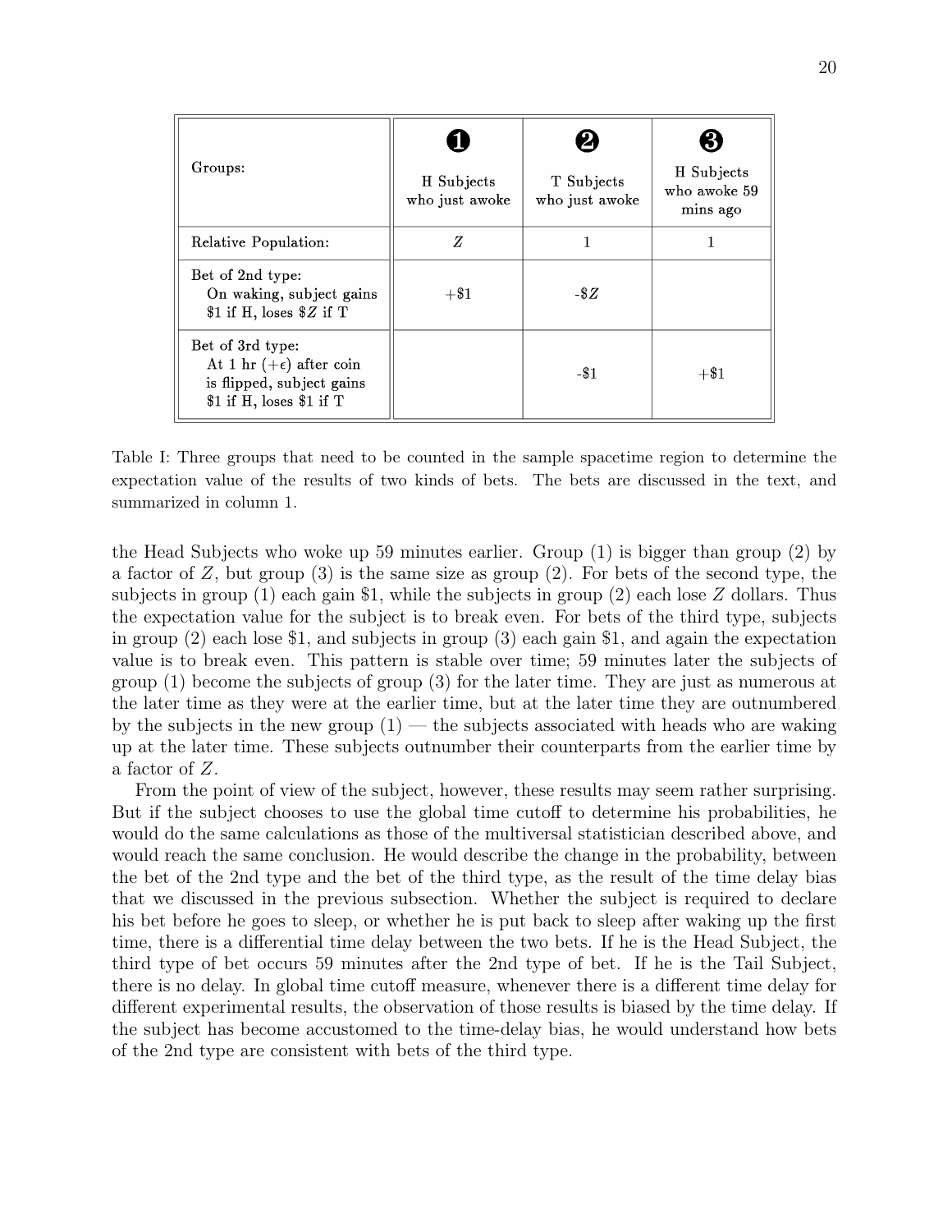| Groups: | ❶ H Subjects who just awoke | ❷ T Subjects who just awoke | ❸ H Subjects who awoke 59 mins ago |
|---|---|---|---|
| Relative Population: | $Z$ | 1 | 1 |
| Bet of 2nd type: On waking, subject gains \$1 if H, loses \$$Z$ if T | +\$1 | -\$$Z$ | |
| Bet of 3rd type: At 1 hr ($+\epsilon$) after coin is flipped, subject gains \$1 if H, loses \$1 if T | | -\$1 | +\$1 |

Table I: Three groups that need to be counted in the sample spacetime region to determine the expectation value of the results of two kinds of bets. The bets are discussed in the text, and summarized in column 1.

the Head Subjects who woke up 59 minutes earlier. Group (1) is bigger than group (2) by a factor of $Z$, but group (3) is the same size as group (2). For bets of the second type, the subjects in group (1) each gain \$1, while the subjects in group (2) each lose $Z$ dollars. Thus the expectation value for the subject is to break even. For bets of the third type, subjects in group (2) each lose \$1, and subjects in group (3) each gain \$1, and again the expectation value is to break even. This pattern is stable over time; 59 minutes later the subjects of group (1) become the subjects of group (3) for the later time. They are just as numerous at the later time as they were at the earlier time, but at the later time they are outnumbered by the subjects in the new group (1) — the subjects associated with heads who are waking up at the later time. These subjects outnumber their counterparts from the earlier time by a factor of $Z$.

From the point of view of the subject, however, these results may seem rather surprising. But if the subject chooses to use the global time cutoff to determine his probabilities, he would do the same calculations as those of the multiversal statistician described above, and would reach the same conclusion. He would describe the change in the probability, between the bet of the 2nd type and the bet of the third type, as the result of the time delay bias that we discussed in the previous subsection. Whether the subject is required to declare his bet before he goes to sleep, or whether he is put back to sleep after waking up the first time, there is a differential time delay between the two bets. If he is the Head Subject, the third type of bet occurs 59 minutes after the 2nd type of bet. If he is the Tail Subject, there is no delay. In global time cutoff measure, whenever there is a different time delay for different experimental results, the observation of those results is biased by the time delay. If the subject has become accustomed to the time-delay bias, he would understand how bets of the 2nd type are consistent with bets of the third type.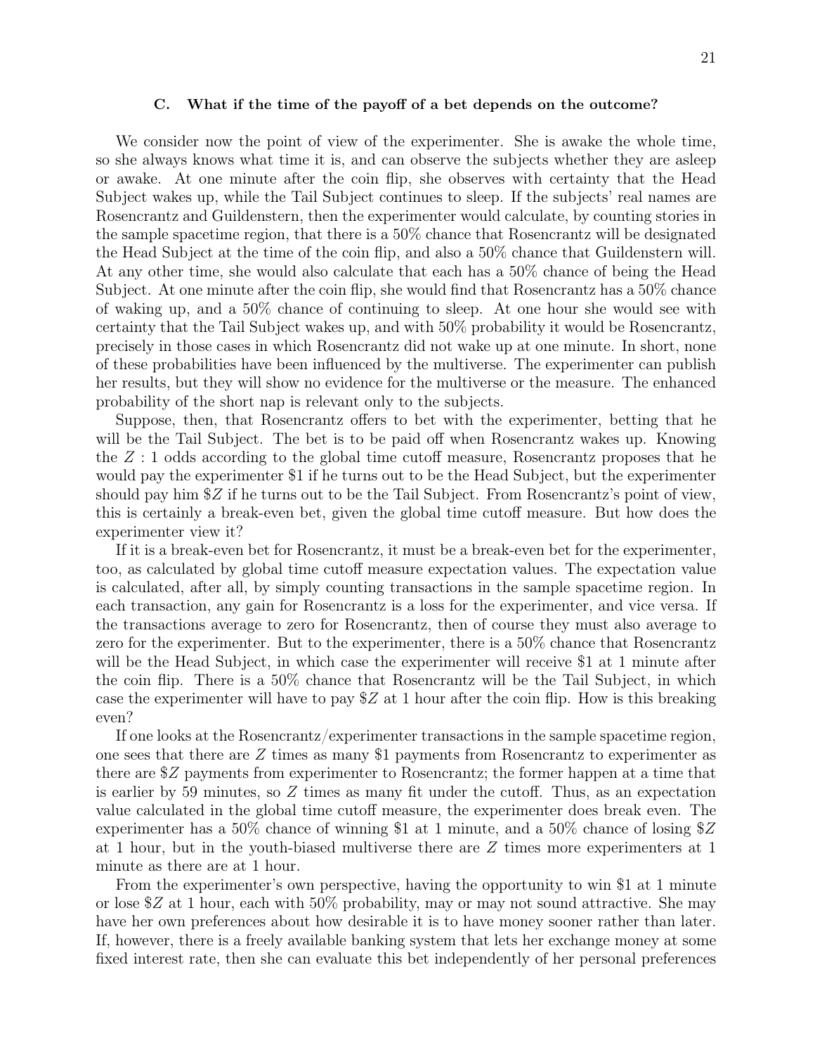### C. What if the time of the payoff of a bet depends on the outcome?

We consider now the point of view of the experimenter. She is awake the whole time, so she always knows what time it is, and can observe the subjects whether they are asleep or awake. At one minute after the coin flip, she observes with certainty that the Head Subject wakes up, while the Tail Subject continues to sleep. If the subjects' real names are Rosencrantz and Guildenstern, then the experimenter would calculate, by counting stories in the sample spacetime region, that there is a 50% chance that Rosencrantz will be designated the Head Subject at the time of the coin flip, and also a 50% chance that Guildenstern will. At any other time, she would also calculate that each has a 50% chance of being the Head Subject. At one minute after the coin flip, she would find that Rosencrantz has a 50% chance of waking up, and a 50% chance of continuing to sleep. At one hour she would see with certainty that the Tail Subject wakes up, and with 50% probability it would be Rosencrantz, precisely in those cases in which Rosencrantz did not wake up at one minute. In short, none of these probabilities have been influenced by the multiverse. The experimenter can publish her results, but they will show no evidence for the multiverse or the measure. The enhanced probability of the short nap is relevant only to the subjects.

Suppose, then, that Rosencrantz offers to bet with the experimenter, betting that he will be the Tail Subject. The bet is to be paid off when Rosencrantz wakes up. Knowing the $Z:1$ odds according to the global time cutoff measure, Rosencrantz proposes that he would pay the experimenter \$1 if he turns out to be the Head Subject, but the experimenter should pay him \$$Z$ if he turns out to be the Tail Subject. From Rosencrantz's point of view, this is certainly a break-even bet, given the global time cutoff measure. But how does the experimenter view it?

If it is a break-even bet for Rosencrantz, it must be a break-even bet for the experimenter, too, as calculated by global time cutoff measure expectation values. The expectation value is calculated, after all, by simply counting transactions in the sample spacetime region. In each transaction, any gain for Rosencrantz is a loss for the experimenter, and vice versa. If the transactions average to zero for Rosencrantz, then of course they must also average to zero for the experimenter. But to the experimenter, there is a 50% chance that Rosencrantz will be the Head Subject, in which case the experimenter will receive \$1 at 1 minute after the coin flip. There is a 50% chance that Rosencrantz will be the Tail Subject, in which case the experimenter will have to pay \$$Z$ at 1 hour after the coin flip. How is this breaking even?

If one looks at the Rosencrantz/experimenter transactions in the sample spacetime region, one sees that there are $Z$ times as many \$1 payments from Rosencrantz to experimenter as there are \$$Z$ payments from experimenter to Rosencrantz; the former happen at a time that is earlier by 59 minutes, so $Z$ times as many fit under the cutoff. Thus, as an expectation value calculated in the global time cutoff measure, the experimenter does break even. The experimenter has a 50% chance of winning \$1 at 1 minute, and a 50% chance of losing \$$Z$ at 1 hour, but in the youth-biased multiverse there are $Z$ times more experimenters at 1 minute as there are at 1 hour.

From the experimenter's own perspective, having the opportunity to win \$1 at 1 minute or lose \$$Z$ at 1 hour, each with 50% probability, may or may not sound attractive. She may have her own preferences about how desirable it is to have money sooner rather than later. If, however, there is a freely available banking system that lets her exchange money at some fixed interest rate, then she can evaluate this bet independently of her personal preferences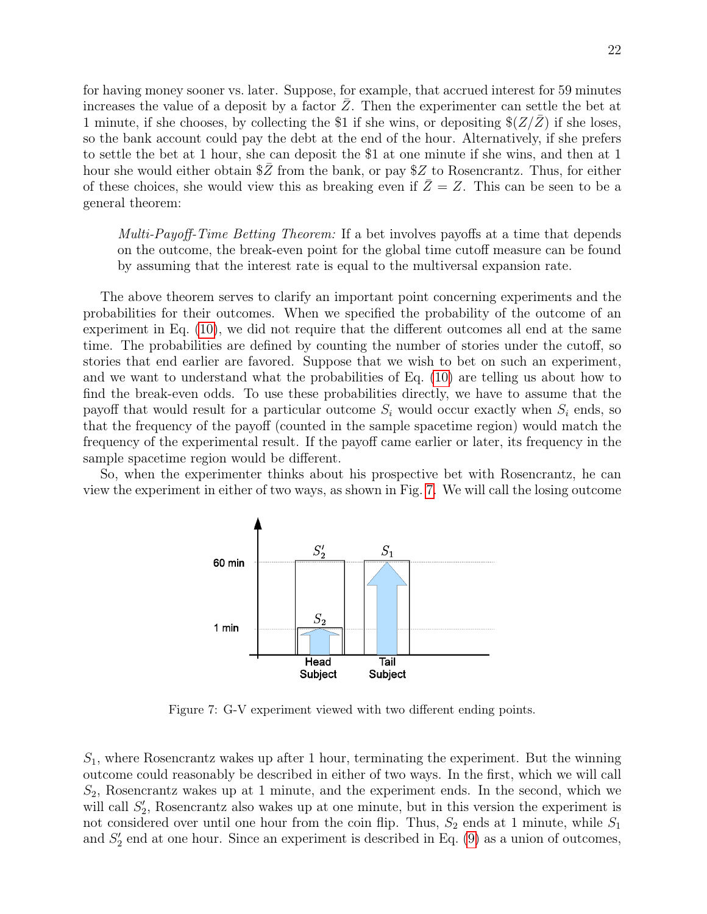for having money sooner vs. later. Suppose, for example, that accrued interest for 59 minutes increases the value of a deposit by a factor $\bar{Z}$. Then the experimenter can settle the bet at 1 minute, if she chooses, by collecting the \$1 if she wins, or depositing \$$(Z/\bar{Z})$ if she loses, so the bank account could pay the debt at the end of the hour. Alternatively, if she prefers to settle the bet at 1 hour, she can deposit the \$1 at one minute if she wins, and then at 1 hour she would either obtain \$$\bar{Z}$ from the bank, or pay \$$Z$ to Rosencrantz. Thus, for either of these choices, she would view this as breaking even if $\bar{Z} = Z$. This can be seen to be a general theorem:

> *Multi-Payoff-Time Betting Theorem:* If a bet involves payoffs at a time that depends on the outcome, the break-even point for the global time cutoff measure can be found by assuming that the interest rate is equal to the multiversal expansion rate.

The above theorem serves to clarify an important point concerning experiments and the probabilities for their outcomes. When we specified the probability of the outcome of an experiment in Eq. (10), we did not require that the different outcomes all end at the same time. The probabilities are defined by counting the number of stories under the cutoff, so stories that end earlier are favored. Suppose that we wish to bet on such an experiment, and we want to understand what the probabilities of Eq. (10) are telling us about how to find the break-even odds. To use these probabilities directly, we have to assume that the payoff that would result for a particular outcome $S_i$ would occur exactly when $S_i$ ends, so that the frequency of the payoff (counted in the sample spacetime region) would match the frequency of the experimental result. If the payoff came earlier or later, its frequency in the sample spacetime region would be different.

So, when the experimenter thinks about his prospective bet with Rosencrantz, he can view the experiment in either of two ways, as shown in Fig. 7. We will call the losing outcome

Figure 7: G-V experiment viewed with two different ending points.

$S_1$, where Rosencrantz wakes up after 1 hour, terminating the experiment. But the winning outcome could reasonably be described in either of two ways. In the first, which we will call $S_2$, Rosencrantz wakes up at 1 minute, and the experiment ends. In the second, which we will call $S_2'$, Rosencrantz also wakes up at one minute, but in this version the experiment is not considered over until one hour from the coin flip. Thus, $S_2$ ends at 1 minute, while $S_1$ and $S_2'$ end at one hour. Since an experiment is described in Eq. (9) as a union of outcomes,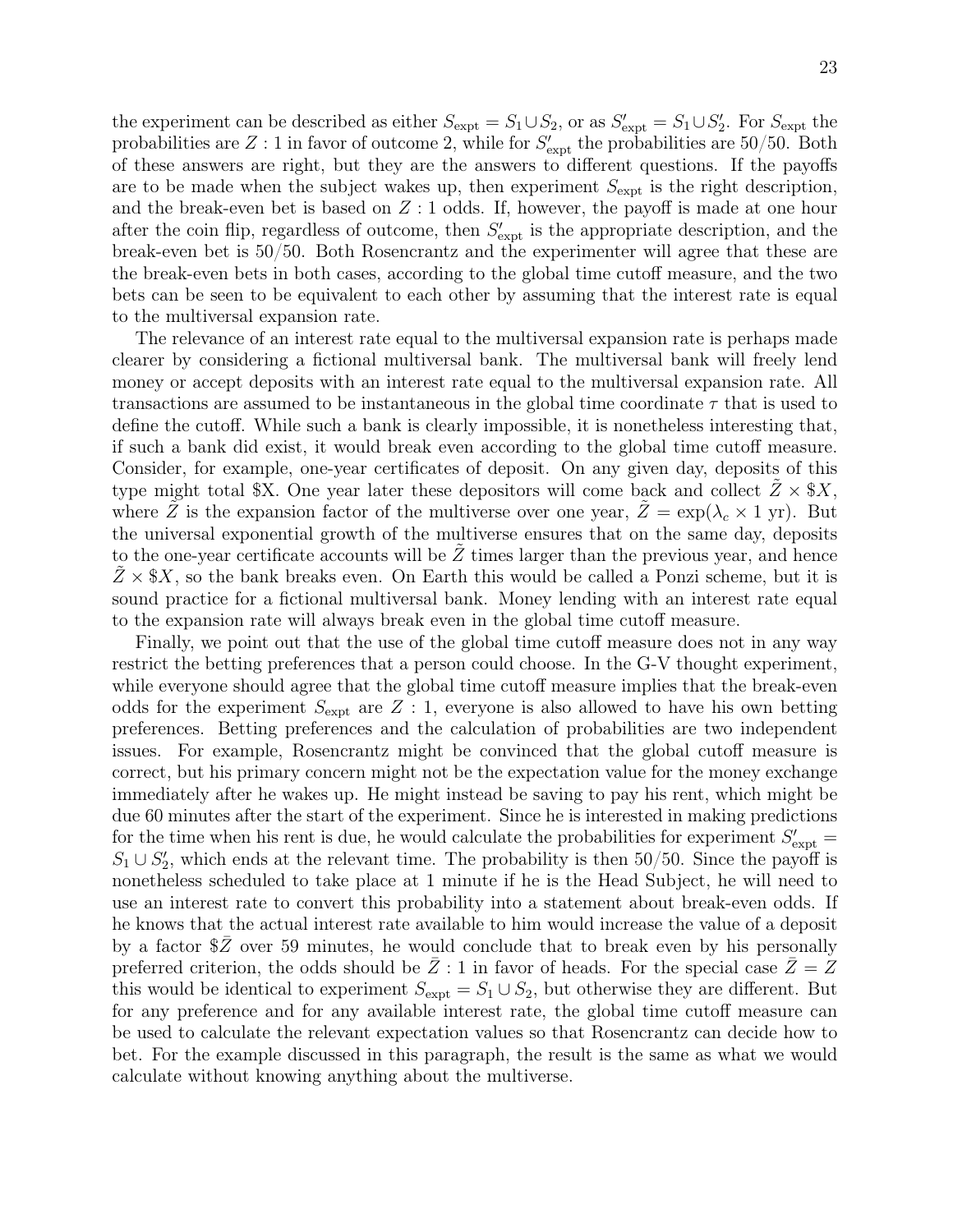the experiment can be described as either $S_{\rm expt} = S_1 \cup S_2$, or as $S'_{\rm expt} = S_1 \cup S'_2$. For $S_{\rm expt}$ the probabilities are $Z : 1$ in favor of outcome 2, while for $S'_{\rm expt}$ the probabilities are 50/50. Both of these answers are right, but they are the answers to different questions. If the payoffs are to be made when the subject wakes up, then experiment $S_{\rm expt}$ is the right description, and the break-even bet is based on $Z : 1$ odds. If, however, the payoff is made at one hour after the coin flip, regardless of outcome, then $S'_{\rm expt}$ is the appropriate description, and the break-even bet is 50/50. Both Rosencrantz and the experimenter will agree that these are the break-even bets in both cases, according to the global time cutoff measure, and the two bets can be seen to be equivalent to each other by assuming that the interest rate is equal to the multiversal expansion rate.

The relevance of an interest rate equal to the multiversal expansion rate is perhaps made clearer by considering a fictional multiversal bank. The multiversal bank will freely lend money or accept deposits with an interest rate equal to the multiversal expansion rate. All transactions are assumed to be instantaneous in the global time coordinate $\tau$ that is used to define the cutoff. While such a bank is clearly impossible, it is nonetheless interesting that, if such a bank did exist, it would break even according to the global time cutoff measure. Consider, for example, one-year certificates of deposit. On any given day, deposits of this type might total \$X. One year later these depositors will come back and collect $\tilde{Z} \times \$X$, where $\tilde{Z}$ is the expansion factor of the multiverse over one year, $\tilde{Z} = \exp(\lambda_c \times 1 \text{ yr})$. But the universal exponential growth of the multiverse ensures that on the same day, deposits to the one-year certificate accounts will be $\tilde{Z}$ times larger than the previous year, and hence $\tilde{Z} \times \$X$, so the bank breaks even. On Earth this would be called a Ponzi scheme, but it is sound practice for a fictional multiversal bank. Money lending with an interest rate equal to the expansion rate will always break even in the global time cutoff measure.

Finally, we point out that the use of the global time cutoff measure does not in any way restrict the betting preferences that a person could choose. In the G-V thought experiment, while everyone should agree that the global time cutoff measure implies that the break-even odds for the experiment $S_{\rm expt}$ are $Z : 1$, everyone is also allowed to have his own betting preferences. Betting preferences and the calculation of probabilities are two independent issues. For example, Rosencrantz might be convinced that the global cutoff measure is correct, but his primary concern might not be the expectation value for the money exchange immediately after he wakes up. He might instead be saving to pay his rent, which might be due 60 minutes after the start of the experiment. Since he is interested in making predictions for the time when his rent is due, he would calculate the probabilities for experiment $S'_{\rm expt} = S_1 \cup S'_2$, which ends at the relevant time. The probability is then 50/50. Since the payoff is nonetheless scheduled to take place at 1 minute if he is the Head Subject, he will need to use an interest rate to convert this probability into a statement about break-even odds. If he knows that the actual interest rate available to him would increase the value of a deposit by a factor $\$\bar{Z}$ over 59 minutes, he would conclude that to break even by his personally preferred criterion, the odds should be $\bar{Z} : 1$ in favor of heads. For the special case $\bar{Z} = Z$ this would be identical to experiment $S_{\rm expt} = S_1 \cup S_2$, but otherwise they are different. But for any preference and for any available interest rate, the global time cutoff measure can be used to calculate the relevant expectation values so that Rosencrantz can decide how to bet. For the example discussed in this paragraph, the result is the same as what we would calculate without knowing anything about the multiverse.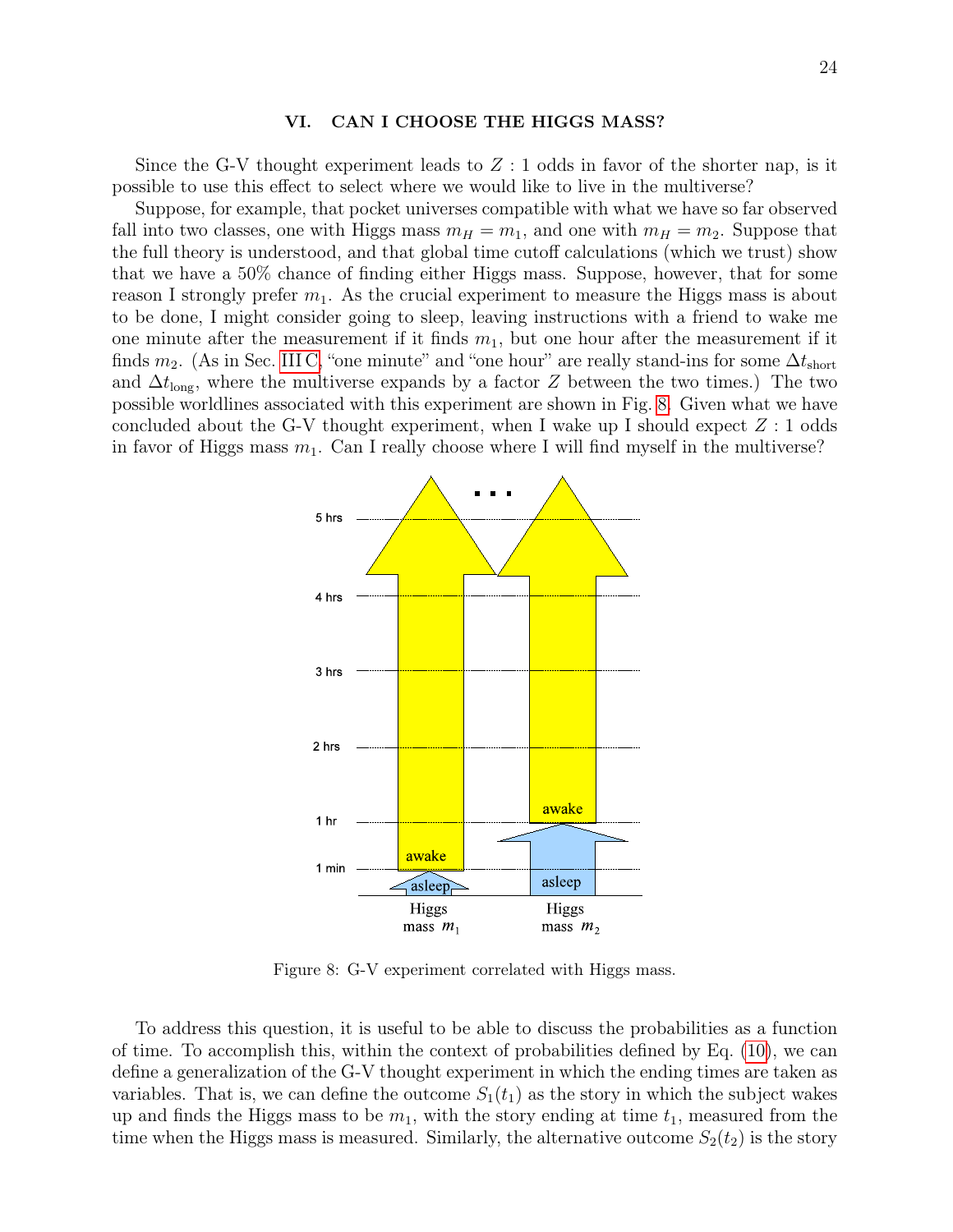## VI. CAN I CHOOSE THE HIGGS MASS?

Since the G-V thought experiment leads to $Z:1$ odds in favor of the shorter nap, is it possible to use this effect to select where we would like to live in the multiverse?

Suppose, for example, that pocket universes compatible with what we have so far observed fall into two classes, one with Higgs mass $m_H = m_1$, and one with $m_H = m_2$. Suppose that the full theory is understood, and that global time cutoff calculations (which we trust) show that we have a 50% chance of finding either Higgs mass. Suppose, however, that for some reason I strongly prefer $m_1$. As the crucial experiment to measure the Higgs mass is about to be done, I might consider going to sleep, leaving instructions with a friend to wake me one minute after the measurement if it finds $m_1$, but one hour after the measurement if it finds $m_2$. (As in Sec. III C, "one minute" and "one hour" are really stand-ins for some $\Delta t_{\text{short}}$ and $\Delta t_{\text{long}}$, where the multiverse expands by a factor $Z$ between the two times.) The two possible worldlines associated with this experiment are shown in Fig. 8. Given what we have concluded about the G-V thought experiment, when I wake up I should expect $Z:1$ odds in favor of Higgs mass $m_1$. Can I really choose where I will find myself in the multiverse?

Figure 8: G-V experiment correlated with Higgs mass.

To address this question, it is useful to be able to discuss the probabilities as a function of time. To accomplish this, within the context of probabilities defined by Eq. (10), we can define a generalization of the G-V thought experiment in which the ending times are taken as variables. That is, we can define the outcome $S_1(t_1)$ as the story in which the subject wakes up and finds the Higgs mass to be $m_1$, with the story ending at time $t_1$, measured from the time when the Higgs mass is measured. Similarly, the alternative outcome $S_2(t_2)$ is the story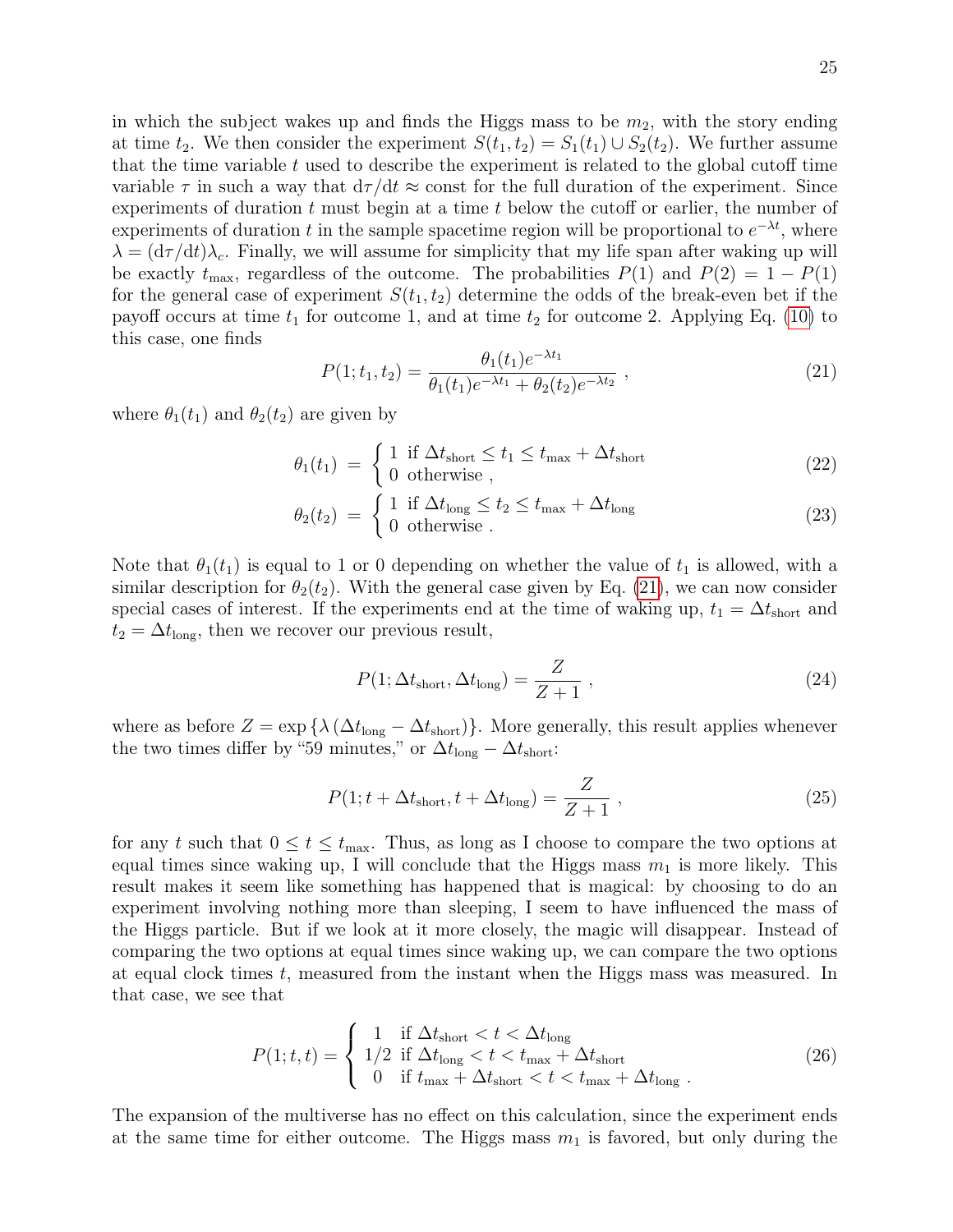in which the subject wakes up and finds the Higgs mass to be $m_2$, with the story ending at time $t_2$. We then consider the experiment $S(t_1, t_2) = S_1(t_1) \cup S_2(t_2)$. We further assume that the time variable $t$ used to describe the experiment is related to the global cutoff time variable $\tau$ in such a way that $\mathrm{d}\tau/\mathrm{d}t \approx$ const for the full duration of the experiment. Since experiments of duration $t$ must begin at a time $t$ below the cutoff or earlier, the number of experiments of duration $t$ in the sample spacetime region will be proportional to $e^{-\lambda t}$, where $\lambda = (\mathrm{d}\tau/\mathrm{d}t)\lambda_c$. Finally, we will assume for simplicity that my life span after waking up will be exactly $t_{\max}$, regardless of the outcome. The probabilities $P(1)$ and $P(2) = 1 - P(1)$ for the general case of experiment $S(t_1, t_2)$ determine the odds of the break-even bet if the payoff occurs at time $t_1$ for outcome 1, and at time $t_2$ for outcome 2. Applying Eq. (10) to this case, one finds

$$P(1; t_1, t_2) = \frac{\theta_1(t_1) e^{-\lambda t_1}}{\theta_1(t_1) e^{-\lambda t_1} + \theta_2(t_2) e^{-\lambda t_2}} \ , \tag{21}$$

where $\theta_1(t_1)$ and $\theta_2(t_2)$ are given by

$$\theta_1(t_1) \ = \ \begin{cases} 1 & \text{if } \Delta t_{\text{short}} \leq t_1 \leq t_{\max} + \Delta t_{\text{short}} \\ 0 & \text{otherwise} \ , \end{cases} \tag{22}$$

$$\theta_2(t_2) \ = \ \begin{cases} 1 & \text{if } \Delta t_{\text{long}} \leq t_2 \leq t_{\max} + \Delta t_{\text{long}} \\ 0 & \text{otherwise} \ . \end{cases} \tag{23}$$

Note that $\theta_1(t_1)$ is equal to 1 or 0 depending on whether the value of $t_1$ is allowed, with a similar description for $\theta_2(t_2)$. With the general case given by Eq. (21), we can now consider special cases of interest. If the experiments end at the time of waking up, $t_1 = \Delta t_{\text{short}}$ and $t_2 = \Delta t_{\text{long}}$, then we recover our previous result,

$$P(1; \Delta t_{\text{short}}, \Delta t_{\text{long}}) = \frac{Z}{Z+1} \ , \tag{24}$$

where as before $Z = \exp\left\{\lambda\left(\Delta t_{\text{long}} - \Delta t_{\text{short}}\right)\right\}$. More generally, this result applies whenever the two times differ by "59 minutes," or $\Delta t_{\text{long}} - \Delta t_{\text{short}}$:

$$P(1; t + \Delta t_{\text{short}}, t + \Delta t_{\text{long}}) = \frac{Z}{Z+1} \ , \tag{25}$$

for any $t$ such that $0 \leq t \leq t_{\max}$. Thus, as long as I choose to compare the two options at equal times since waking up, I will conclude that the Higgs mass $m_1$ is more likely. This result makes it seem like something has happened that is magical: by choosing to do an experiment involving nothing more than sleeping, I seem to have influenced the mass of the Higgs particle. But if we look at it more closely, the magic will disappear. Instead of comparing the two options at equal times since waking up, we can compare the two options at equal clock times $t$, measured from the instant when the Higgs mass was measured. In that case, we see that

$$P(1; t, t) = \begin{cases} 1 & \text{if } \Delta t_{\text{short}} < t < \Delta t_{\text{long}} \\ 1/2 & \text{if } \Delta t_{\text{long}} < t < t_{\max} + \Delta t_{\text{short}} \\ 0 & \text{if } t_{\max} + \Delta t_{\text{short}} < t < t_{\max} + \Delta t_{\text{long}} \ . \end{cases} \tag{26}$$

The expansion of the multiverse has no effect on this calculation, since the experiment ends at the same time for either outcome. The Higgs mass $m_1$ is favored, but only during the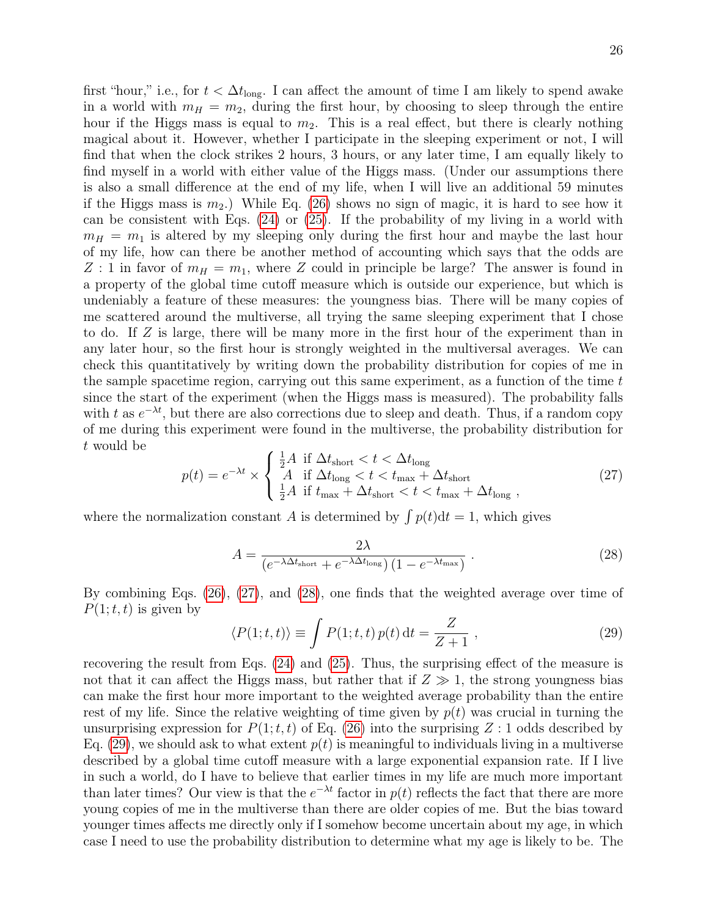first "hour," i.e., for $t < \Delta t_{\text{long}}$. I can affect the amount of time I am likely to spend awake in a world with $m_H = m_2$, during the first hour, by choosing to sleep through the entire hour if the Higgs mass is equal to $m_2$. This is a real effect, but there is clearly nothing magical about it. However, whether I participate in the sleeping experiment or not, I will find that when the clock strikes 2 hours, 3 hours, or any later time, I am equally likely to find myself in a world with either value of the Higgs mass. (Under our assumptions there is also a small difference at the end of my life, when I will live an additional 59 minutes if the Higgs mass is $m_2$.) While Eq. (26) shows no sign of magic, it is hard to see how it can be consistent with Eqs. (24) or (25). If the probability of my living in a world with $m_H = m_1$ is altered by my sleeping only during the first hour and maybe the last hour of my life, how can there be another method of accounting which says that the odds are $Z : 1$ in favor of $m_H = m_1$, where $Z$ could in principle be large? The answer is found in a property of the global time cutoff measure which is outside our experience, but which is undeniably a feature of these measures: the youngness bias. There will be many copies of me scattered around the multiverse, all trying the same sleeping experiment that I chose to do. If $Z$ is large, there will be many more in the first hour of the experiment than in any later hour, so the first hour is strongly weighted in the multiversal averages. We can check this quantitatively by writing down the probability distribution for copies of me in the sample spacetime region, carrying out this same experiment, as a function of the time $t$ since the start of the experiment (when the Higgs mass is measured). The probability falls with $t$ as $e^{-\lambda t}$, but there are also corrections due to sleep and death. Thus, if a random copy of me during this experiment were found in the multiverse, the probability distribution for $t$ would be

$$p(t) = e^{-\lambda t} \times \begin{cases} \frac{1}{2}A & \text{if } \Delta t_{\text{short}} < t < \Delta t_{\text{long}} \\ A & \text{if } \Delta t_{\text{long}} < t < t_{\text{max}} + \Delta t_{\text{short}} \\ \frac{1}{2}A & \text{if } t_{\text{max}} + \Delta t_{\text{short}} < t < t_{\text{max}} + \Delta t_{\text{long}} \ , \end{cases} \tag{27}$$

where the normalization constant $A$ is determined by $\int p(t) \mathrm{d}t = 1$, which gives

$$A = \frac{2\lambda}{\left(e^{-\lambda \Delta t_{\text{short}}} + e^{-\lambda \Delta t_{\text{long}}}\right)\left(1 - e^{-\lambda t_{\text{max}}}\right)} \ . \tag{28}$$

By combining Eqs. (26), (27), and (28), one finds that the weighted average over time of $P(1;t,t)$ is given by

$$\langle P(1;t,t) \rangle \equiv \int P(1;t,t) \, p(t) \, \mathrm{d}t = \frac{Z}{Z+1} \ , \tag{29}$$

recovering the result from Eqs. (24) and (25). Thus, the surprising effect of the measure is not that it can affect the Higgs mass, but rather that if $Z \gg 1$, the strong youngness bias can make the first hour more important to the weighted average probability than the entire rest of my life. Since the relative weighting of time given by $p(t)$ was crucial in turning the unsurprising expression for $P(1;t,t)$ of Eq. (26) into the surprising $Z : 1$ odds described by Eq. (29), we should ask to what extent $p(t)$ is meaningful to individuals living in a multiverse described by a global time cutoff measure with a large exponential expansion rate. If I live in such a world, do I have to believe that earlier times in my life are much more important than later times? Our view is that the $e^{-\lambda t}$ factor in $p(t)$ reflects the fact that there are more young copies of me in the multiverse than there are older copies of me. But the bias toward younger times affects me directly only if I somehow become uncertain about my age, in which case I need to use the probability distribution to determine what my age is likely to be. The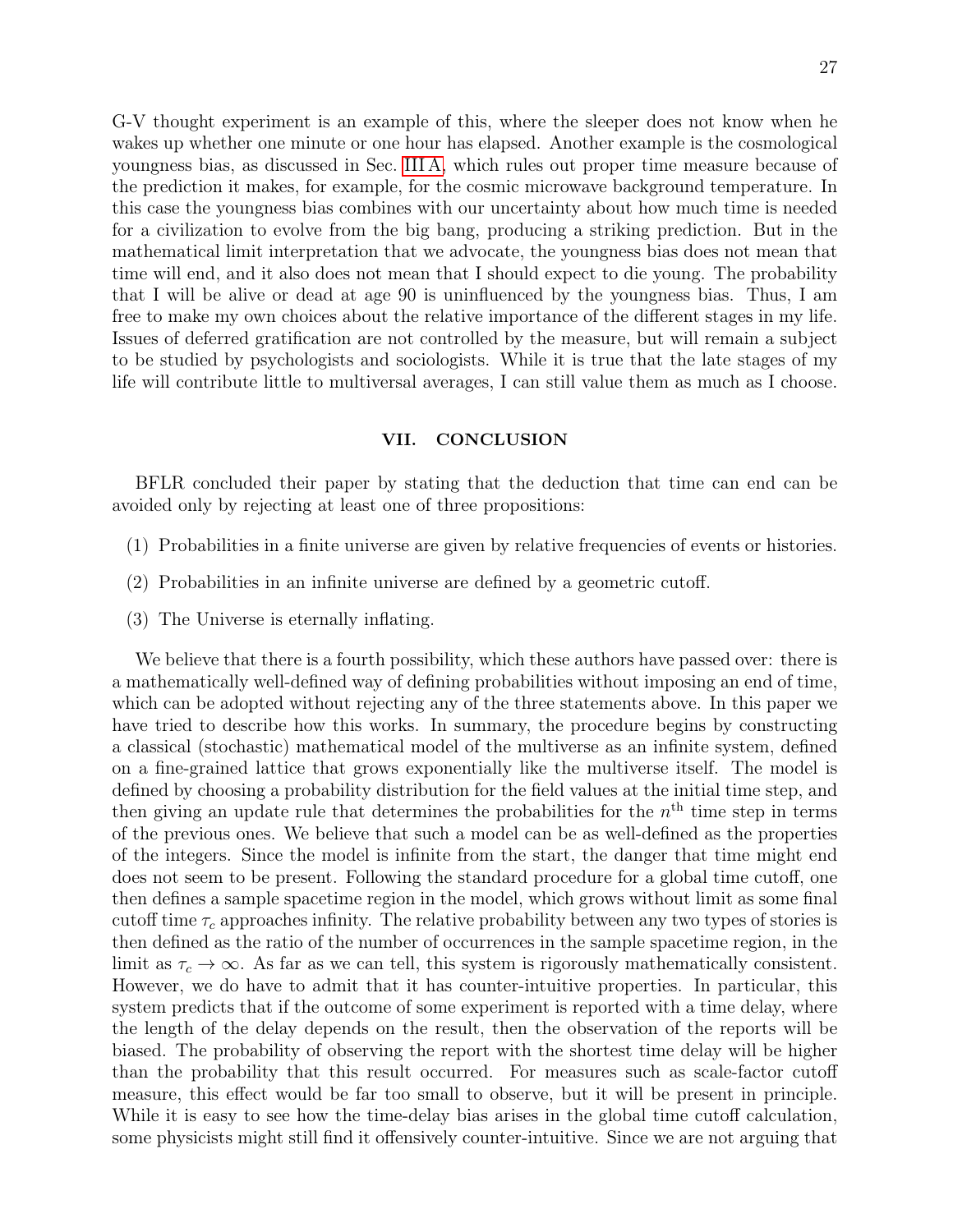G-V thought experiment is an example of this, where the sleeper does not know when he wakes up whether one minute or one hour has elapsed. Another example is the cosmological youngness bias, as discussed in Sec. III A, which rules out proper time measure because of the prediction it makes, for example, for the cosmic microwave background temperature. In this case the youngness bias combines with our uncertainty about how much time is needed for a civilization to evolve from the big bang, producing a striking prediction. But in the mathematical limit interpretation that we advocate, the youngness bias does not mean that time will end, and it also does not mean that I should expect to die young. The probability that I will be alive or dead at age 90 is uninfluenced by the youngness bias. Thus, I am free to make my own choices about the relative importance of the different stages in my life. Issues of deferred gratification are not controlled by the measure, but will remain a subject to be studied by psychologists and sociologists. While it is true that the late stages of my life will contribute little to multiversal averages, I can still value them as much as I choose.

## VII. CONCLUSION

BFLR concluded their paper by stating that the deduction that time can end can be avoided only by rejecting at least one of three propositions:

(1) Probabilities in a finite universe are given by relative frequencies of events or histories.

(2) Probabilities in an infinite universe are defined by a geometric cutoff.

(3) The Universe is eternally inflating.

We believe that there is a fourth possibility, which these authors have passed over: there is a mathematically well-defined way of defining probabilities without imposing an end of time, which can be adopted without rejecting any of the three statements above. In this paper we have tried to describe how this works. In summary, the procedure begins by constructing a classical (stochastic) mathematical model of the multiverse as an infinite system, defined on a fine-grained lattice that grows exponentially like the multiverse itself. The model is defined by choosing a probability distribution for the field values at the initial time step, and then giving an update rule that determines the probabilities for the $n^{\text{th}}$ time step in terms of the previous ones. We believe that such a model can be as well-defined as the properties of the integers. Since the model is infinite from the start, the danger that time might end does not seem to be present. Following the standard procedure for a global time cutoff, one then defines a sample spacetime region in the model, which grows without limit as some final cutoff time $\tau_c$ approaches infinity. The relative probability between any two types of stories is then defined as the ratio of the number of occurrences in the sample spacetime region, in the limit as $\tau_c \to \infty$. As far as we can tell, this system is rigorously mathematically consistent. However, we do have to admit that it has counter-intuitive properties. In particular, this system predicts that if the outcome of some experiment is reported with a time delay, where the length of the delay depends on the result, then the observation of the reports will be biased. The probability of observing the report with the shortest time delay will be higher than the probability that this result occurred. For measures such as scale-factor cutoff measure, this effect would be far too small to observe, but it will be present in principle. While it is easy to see how the time-delay bias arises in the global time cutoff calculation, some physicists might still find it offensively counter-intuitive. Since we are not arguing that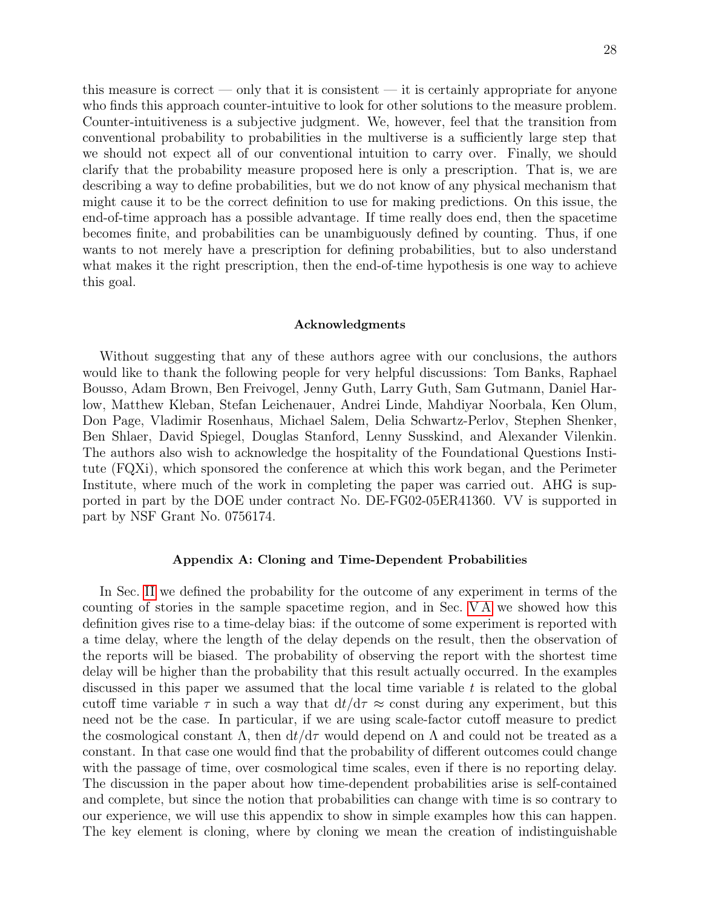this measure is correct — only that it is consistent — it is certainly appropriate for anyone who finds this approach counter-intuitive to look for other solutions to the measure problem. Counter-intuitiveness is a subjective judgment. We, however, feel that the transition from conventional probability to probabilities in the multiverse is a sufficiently large step that we should not expect all of our conventional intuition to carry over. Finally, we should clarify that the probability measure proposed here is only a prescription. That is, we are describing a way to define probabilities, but we do not know of any physical mechanism that might cause it to be the correct definition to use for making predictions. On this issue, the end-of-time approach has a possible advantage. If time really does end, then the spacetime becomes finite, and probabilities can be unambiguously defined by counting. Thus, if one wants to not merely have a prescription for defining probabilities, but to also understand what makes it the right prescription, then the end-of-time hypothesis is one way to achieve this goal.

### Acknowledgments

Without suggesting that any of these authors agree with our conclusions, the authors would like to thank the following people for very helpful discussions: Tom Banks, Raphael Bousso, Adam Brown, Ben Freivogel, Jenny Guth, Larry Guth, Sam Gutmann, Daniel Harlow, Matthew Kleban, Stefan Leichenauer, Andrei Linde, Mahdiyar Noorbala, Ken Olum, Don Page, Vladimir Rosenhaus, Michael Salem, Delia Schwartz-Perlov, Stephen Shenker, Ben Shlaer, David Spiegel, Douglas Stanford, Lenny Susskind, and Alexander Vilenkin. The authors also wish to acknowledge the hospitality of the Foundational Questions Institute (FQXi), which sponsored the conference at which this work began, and the Perimeter Institute, where much of the work in completing the paper was carried out. AHG is supported in part by the DOE under contract No. DE-FG02-05ER41360. VV is supported in part by NSF Grant No. 0756174.

### Appendix A: Cloning and Time-Dependent Probabilities

In Sec. II we defined the probability for the outcome of any experiment in terms of the counting of stories in the sample spacetime region, and in Sec. V A we showed how this definition gives rise to a time-delay bias: if the outcome of some experiment is reported with a time delay, where the length of the delay depends on the result, then the observation of the reports will be biased. The probability of observing the report with the shortest time delay will be higher than the probability that this result actually occurred. In the examples discussed in this paper we assumed that the local time variable $t$ is related to the global cutoff time variable $\tau$ in such a way that $\mathrm{d}t/\mathrm{d}\tau \approx$ const during any experiment, but this need not be the case. In particular, if we are using scale-factor cutoff measure to predict the cosmological constant $\Lambda$, then $\mathrm{d}t/\mathrm{d}\tau$ would depend on $\Lambda$ and could not be treated as a constant. In that case one would find that the probability of different outcomes could change with the passage of time, over cosmological time scales, even if there is no reporting delay. The discussion in the paper about how time-dependent probabilities arise is self-contained and complete, but since the notion that probabilities can change with time is so contrary to our experience, we will use this appendix to show in simple examples how this can happen. The key element is cloning, where by cloning we mean the creation of indistinguishable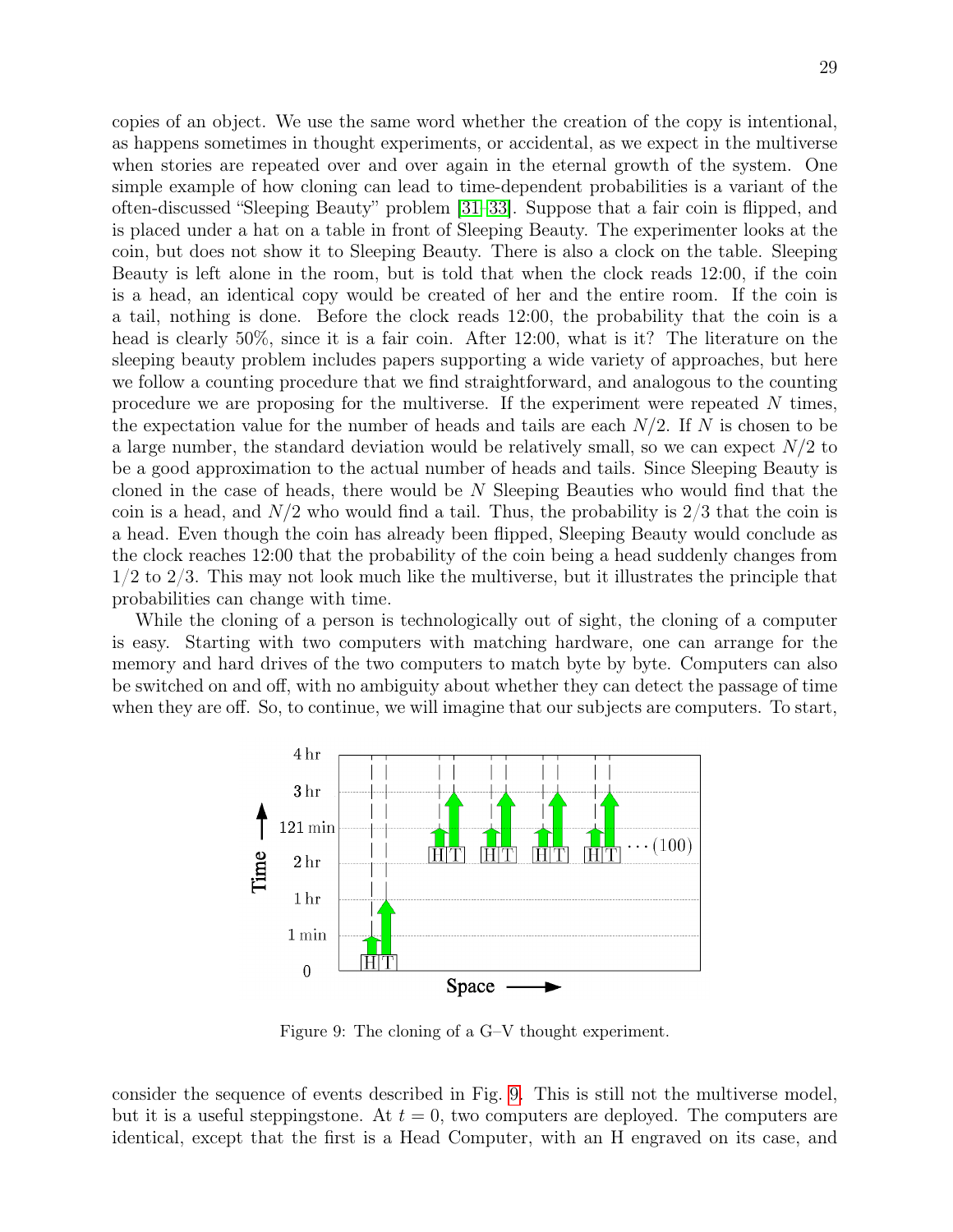copies of an object. We use the same word whether the creation of the copy is intentional, as happens sometimes in thought experiments, or accidental, as we expect in the multiverse when stories are repeated over and over again in the eternal growth of the system. One simple example of how cloning can lead to time-dependent probabilities is a variant of the often-discussed "Sleeping Beauty" problem [31–33]. Suppose that a fair coin is flipped, and is placed under a hat on a table in front of Sleeping Beauty. The experimenter looks at the coin, but does not show it to Sleeping Beauty. There is also a clock on the table. Sleeping Beauty is left alone in the room, but is told that when the clock reads 12:00, if the coin is a head, an identical copy would be created of her and the entire room. If the coin is a tail, nothing is done. Before the clock reads 12:00, the probability that the coin is a head is clearly 50%, since it is a fair coin. After 12:00, what is it? The literature on the sleeping beauty problem includes papers supporting a wide variety of approaches, but here we follow a counting procedure that we find straightforward, and analogous to the counting procedure we are proposing for the multiverse. If the experiment were repeated $N$ times, the expectation value for the number of heads and tails are each $N/2$. If $N$ is chosen to be a large number, the standard deviation would be relatively small, so we can expect $N/2$ to be a good approximation to the actual number of heads and tails. Since Sleeping Beauty is cloned in the case of heads, there would be $N$ Sleeping Beauties who would find that the coin is a head, and $N/2$ who would find a tail. Thus, the probability is $2/3$ that the coin is a head. Even though the coin has already been flipped, Sleeping Beauty would conclude as the clock reaches 12:00 that the probability of the coin being a head suddenly changes from $1/2$ to $2/3$. This may not look much like the multiverse, but it illustrates the principle that probabilities can change with time.

While the cloning of a person is technologically out of sight, the cloning of a computer is easy. Starting with two computers with matching hardware, one can arrange for the memory and hard drives of the two computers to match byte by byte. Computers can also be switched on and off, with no ambiguity about whether they can detect the passage of time when they are off. So, to continue, we will imagine that our subjects are computers. To start,

Figure 9: The cloning of a G–V thought experiment.

consider the sequence of events described in Fig. 9. This is still not the multiverse model, but it is a useful steppingstone. At $t = 0$, two computers are deployed. The computers are identical, except that the first is a Head Computer, with an H engraved on its case, and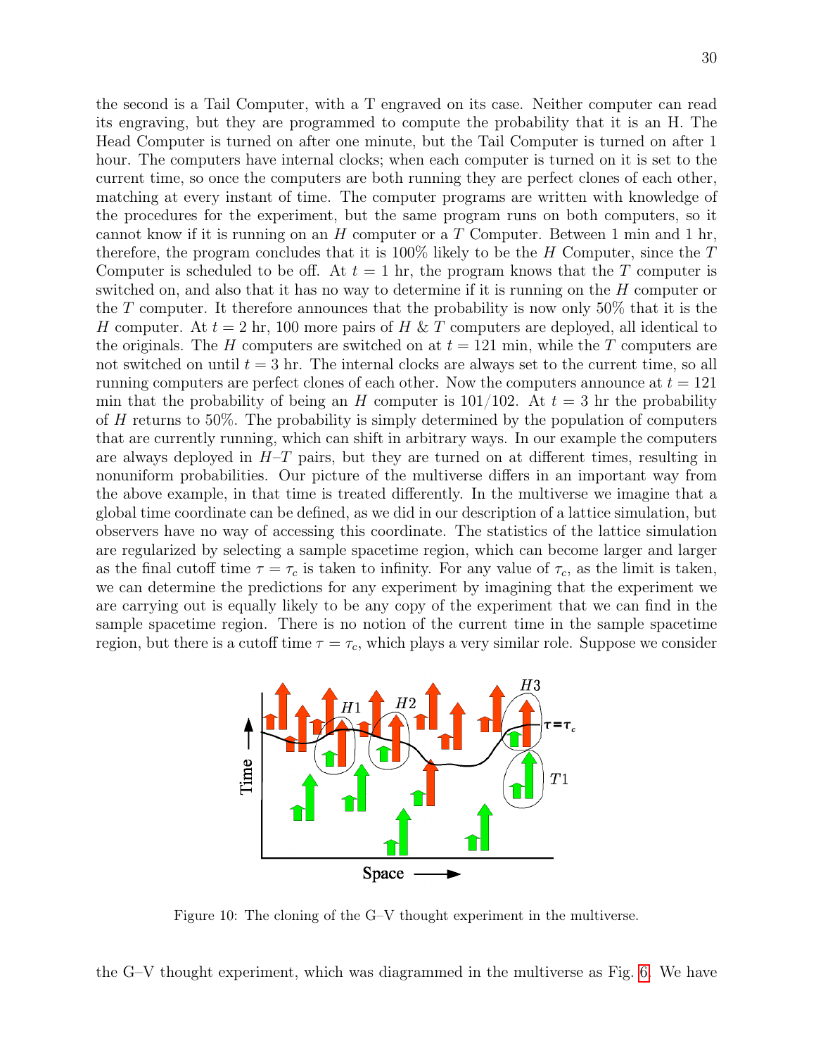the second is a Tail Computer, with a T engraved on its case. Neither computer can read its engraving, but they are programmed to compute the probability that it is an H. The Head Computer is turned on after one minute, but the Tail Computer is turned on after 1 hour. The computers have internal clocks; when each computer is turned on it is set to the current time, so once the computers are both running they are perfect clones of each other, matching at every instant of time. The computer programs are written with knowledge of the procedures for the experiment, but the same program runs on both computers, so it cannot know if it is running on an $H$ computer or a $T$ Computer. Between 1 min and 1 hr, therefore, the program concludes that it is 100% likely to be the $H$ Computer, since the $T$ Computer is scheduled to be off. At $t = 1$ hr, the program knows that the $T$ computer is switched on, and also that it has no way to determine if it is running on the $H$ computer or the $T$ computer. It therefore announces that the probability is now only 50% that it is the $H$ computer. At $t = 2$ hr, 100 more pairs of $H$ & $T$ computers are deployed, all identical to the originals. The $H$ computers are switched on at $t = 121$ min, while the $T$ computers are not switched on until $t = 3$ hr. The internal clocks are always set to the current time, so all running computers are perfect clones of each other. Now the computers announce at $t = 121$ min that the probability of being an $H$ computer is $101/102$. At $t = 3$ hr the probability of $H$ returns to 50%. The probability is simply determined by the population of computers that are currently running, which can shift in arbitrary ways. In our example the computers are always deployed in $H$–$T$ pairs, but they are turned on at different times, resulting in nonuniform probabilities. Our picture of the multiverse differs in an important way from the above example, in that time is treated differently. In the multiverse we imagine that a global time coordinate can be defined, as we did in our description of a lattice simulation, but observers have no way of accessing this coordinate. The statistics of the lattice simulation are regularized by selecting a sample spacetime region, which can become larger and larger as the final cutoff time $\tau = \tau_c$ is taken to infinity. For any value of $\tau_c$, as the limit is taken, we can determine the predictions for any experiment by imagining that the experiment we are carrying out is equally likely to be any copy of the experiment that we can find in the sample spacetime region. There is no notion of the current time in the sample spacetime region, but there is a cutoff time $\tau = \tau_c$, which plays a very similar role. Suppose we consider

Figure 10: The cloning of the G–V thought experiment in the multiverse.

the G–V thought experiment, which was diagrammed in the multiverse as Fig. 6. We have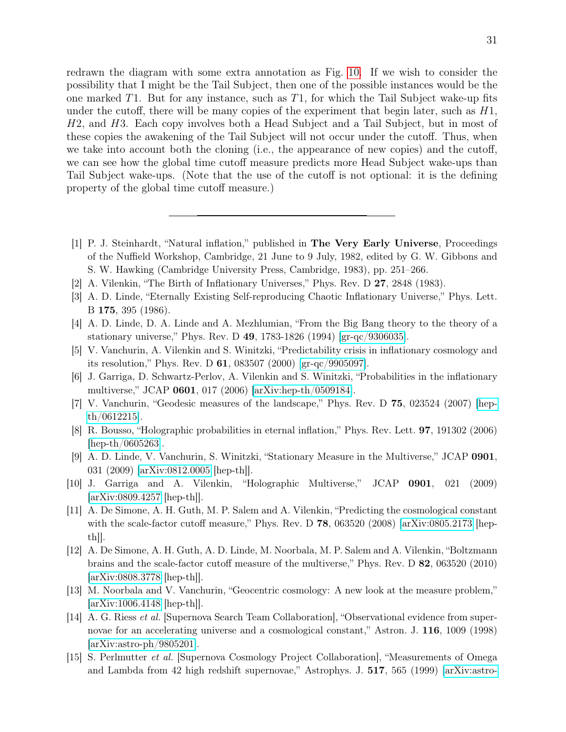redrawn the diagram with some extra annotation as Fig. 10. If we wish to consider the possibility that I might be the Tail Subject, then one of the possible instances would be the one marked $T1$. But for any instance, such as $T1$, for which the Tail Subject wake-up fits under the cutoff, there will be many copies of the experiment that begin later, such as $H1$, $H2$, and $H3$. Each copy involves both a Head Subject and a Tail Subject, but in most of these copies the awakening of the Tail Subject will not occur under the cutoff. Thus, when we take into account both the cloning (i.e., the appearance of new copies) and the cutoff, we can see how the global time cutoff measure predicts more Head Subject wake-ups than Tail Subject wake-ups. (Note that the use of the cutoff is not optional: it is the defining property of the global time cutoff measure.)

---

[1] P. J. Steinhardt, "Natural inflation," published in **The Very Early Universe**, Proceedings of the Nuffield Workshop, Cambridge, 21 June to 9 July, 1982, edited by G. W. Gibbons and S. W. Hawking (Cambridge University Press, Cambridge, 1983), pp. 251–266.

[2] A. Vilenkin, "The Birth of Inflationary Universes," Phys. Rev. D **27**, 2848 (1983).

[3] A. D. Linde, "Eternally Existing Self-reproducing Chaotic Inflationary Universe," Phys. Lett. B **175**, 395 (1986).

[4] A. D. Linde, D. A. Linde and A. Mezhlumian, "From the Big Bang theory to the theory of a stationary universe," Phys. Rev. D **49**, 1783-1826 (1994) [gr-qc/9306035].

[5] V. Vanchurin, A. Vilenkin and S. Winitzki, "Predictability crisis in inflationary cosmology and its resolution," Phys. Rev. D **61**, 083507 (2000) [gr-qc/9905097].

[6] J. Garriga, D. Schwartz-Perlov, A. Vilenkin and S. Winitzki, "Probabilities in the inflationary multiverse," JCAP **0601**, 017 (2006) [arXiv:hep-th/0509184].

[7] V. Vanchurin, "Geodesic measures of the landscape," Phys. Rev. D **75**, 023524 (2007) [hep-th/0612215].

[8] R. Bousso, "Holographic probabilities in eternal inflation," Phys. Rev. Lett. **97**, 191302 (2006) [hep-th/0605263].

[9] A. D. Linde, V. Vanchurin, S. Winitzki, "Stationary Measure in the Multiverse," JCAP **0901**, 031 (2009) [arXiv:0812.0005 [hep-th]].

[10] J. Garriga and A. Vilenkin, "Holographic Multiverse," JCAP **0901**, 021 (2009) [arXiv:0809.4257 [hep-th]].

[11] A. De Simone, A. H. Guth, M. P. Salem and A. Vilenkin, "Predicting the cosmological constant with the scale-factor cutoff measure," Phys. Rev. D **78**, 063520 (2008) [arXiv:0805.2173 [hep-th]].

[12] A. De Simone, A. H. Guth, A. D. Linde, M. Noorbala, M. P. Salem and A. Vilenkin, "Boltzmann brains and the scale-factor cutoff measure of the multiverse," Phys. Rev. D **82**, 063520 (2010) [arXiv:0808.3778 [hep-th]].

[13] M. Noorbala and V. Vanchurin, "Geocentric cosmology: A new look at the measure problem," [arXiv:1006.4148 [hep-th]].

[14] A. G. Riess *et al.* [Supernova Search Team Collaboration], "Observational evidence from supernovae for an accelerating universe and a cosmological constant," Astron. J. **116**, 1009 (1998) [arXiv:astro-ph/9805201].

[15] S. Perlmutter *et al.* [Supernova Cosmology Project Collaboration], "Measurements of Omega and Lambda from 42 high redshift supernovae," Astrophys. J. **517**, 565 (1999) [arXiv:astro-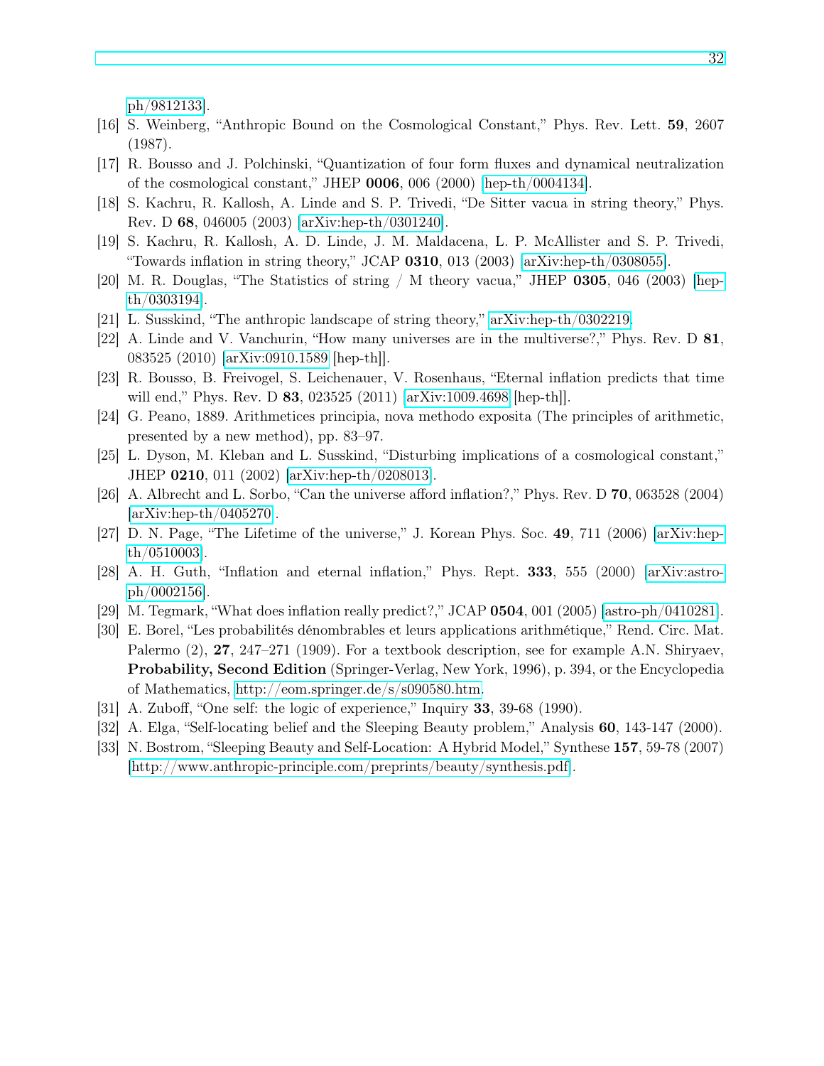ph/9812133].

[16] S. Weinberg, "Anthropic Bound on the Cosmological Constant," Phys. Rev. Lett. **59**, 2607 (1987).

[17] R. Bousso and J. Polchinski, "Quantization of four form fluxes and dynamical neutralization of the cosmological constant," JHEP **0006**, 006 (2000) [hep-th/0004134].

[18] S. Kachru, R. Kallosh, A. Linde and S. P. Trivedi, "De Sitter vacua in string theory," Phys. Rev. D **68**, 046005 (2003) [arXiv:hep-th/0301240].

[19] S. Kachru, R. Kallosh, A. D. Linde, J. M. Maldacena, L. P. McAllister and S. P. Trivedi, "Towards inflation in string theory," JCAP **0310**, 013 (2003) [arXiv:hep-th/0308055].

[20] M. R. Douglas, "The Statistics of string / M theory vacua," JHEP **0305**, 046 (2003) [hep-th/0303194].

[21] L. Susskind, "The anthropic landscape of string theory," arXiv:hep-th/0302219.

[22] A. Linde and V. Vanchurin, "How many universes are in the multiverse?," Phys. Rev. D **81**, 083525 (2010) [arXiv:0910.1589 [hep-th]].

[23] R. Bousso, B. Freivogel, S. Leichenauer, V. Rosenhaus, "Eternal inflation predicts that time will end," Phys. Rev. D **83**, 023525 (2011) [arXiv:1009.4698 [hep-th]].

[24] G. Peano, 1889. Arithmetices principia, nova methodo exposita (The principles of arithmetic, presented by a new method), pp. 83–97.

[25] L. Dyson, M. Kleban and L. Susskind, "Disturbing implications of a cosmological constant," JHEP **0210**, 011 (2002) [arXiv:hep-th/0208013].

[26] A. Albrecht and L. Sorbo, "Can the universe afford inflation?," Phys. Rev. D **70**, 063528 (2004) [arXiv:hep-th/0405270].

[27] D. N. Page, "The Lifetime of the universe," J. Korean Phys. Soc. **49**, 711 (2006) [arXiv:hep-th/0510003].

[28] A. H. Guth, "Inflation and eternal inflation," Phys. Rept. **333**, 555 (2000) [arXiv:astro-ph/0002156].

[29] M. Tegmark, "What does inflation really predict?," JCAP **0504**, 001 (2005) [astro-ph/0410281].

[30] E. Borel, "Les probabilités dénombrables et leurs applications arithmétique," Rend. Circ. Mat. Palermo (2), **27**, 247–271 (1909). For a textbook description, see for example A.N. Shiryaev, **Probability, Second Edition** (Springer-Verlag, New York, 1996), p. 394, or the Encyclopedia of Mathematics, http://eom.springer.de/s/s090580.htm.

[31] A. Zuboff, "One self: the logic of experience," Inquiry **33**, 39-68 (1990).

[32] A. Elga, "Self-locating belief and the Sleeping Beauty problem," Analysis **60**, 143-147 (2000).

[33] N. Bostrom, "Sleeping Beauty and Self-Location: A Hybrid Model," Synthese **157**, 59-78 (2007) [http://www.anthropic-principle.com/preprints/beauty/synthesis.pdf].